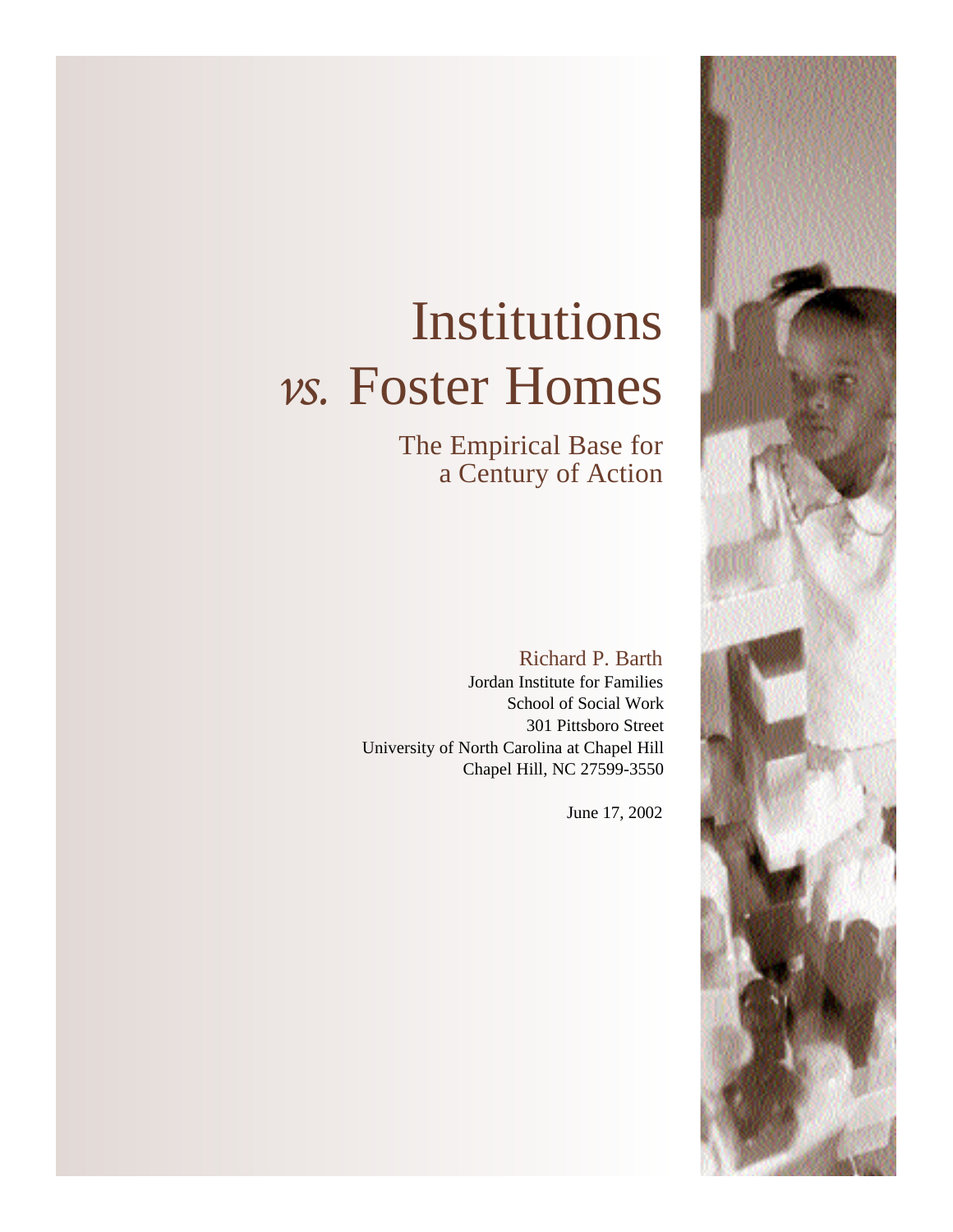# Institutions *vs.* Foster Homes

## The Empirical Base for a Century of Action

Richard P. Barth

Jordan Institute for Families
School of Social Work
301 Pittsboro Street
University of North Carolina at Chapel Hill
Chapel Hill, NC 27599-3550

June 17, 2002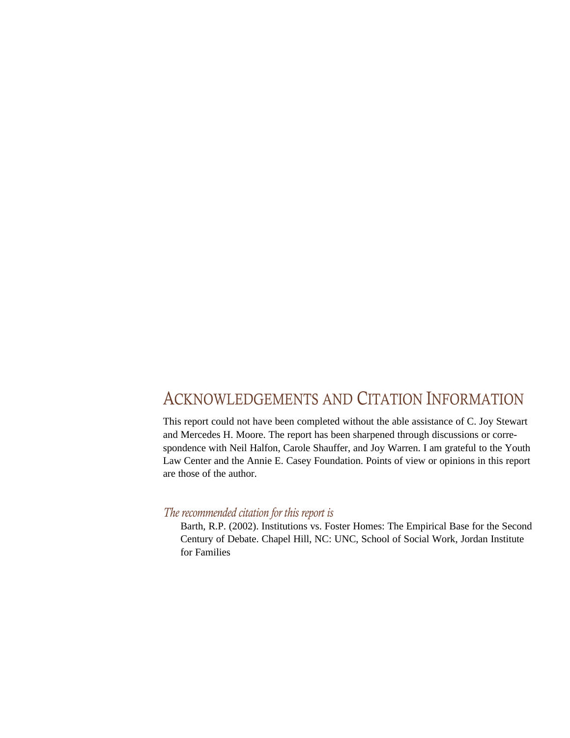## Acknowledgements and Citation Information

This report could not have been completed without the able assistance of C. Joy Stewart and Mercedes H. Moore. The report has been sharpened through discussions or correspondence with Neil Halfon, Carole Shauffer, and Joy Warren. I am grateful to the Youth Law Center and the Annie E. Casey Foundation. Points of view or opinions in this report are those of the author.

*The recommended citation for this report is*

Barth, R.P. (2002). Institutions vs. Foster Homes: The Empirical Base for the Second Century of Debate. Chapel Hill, NC: UNC, School of Social Work, Jordan Institute for Families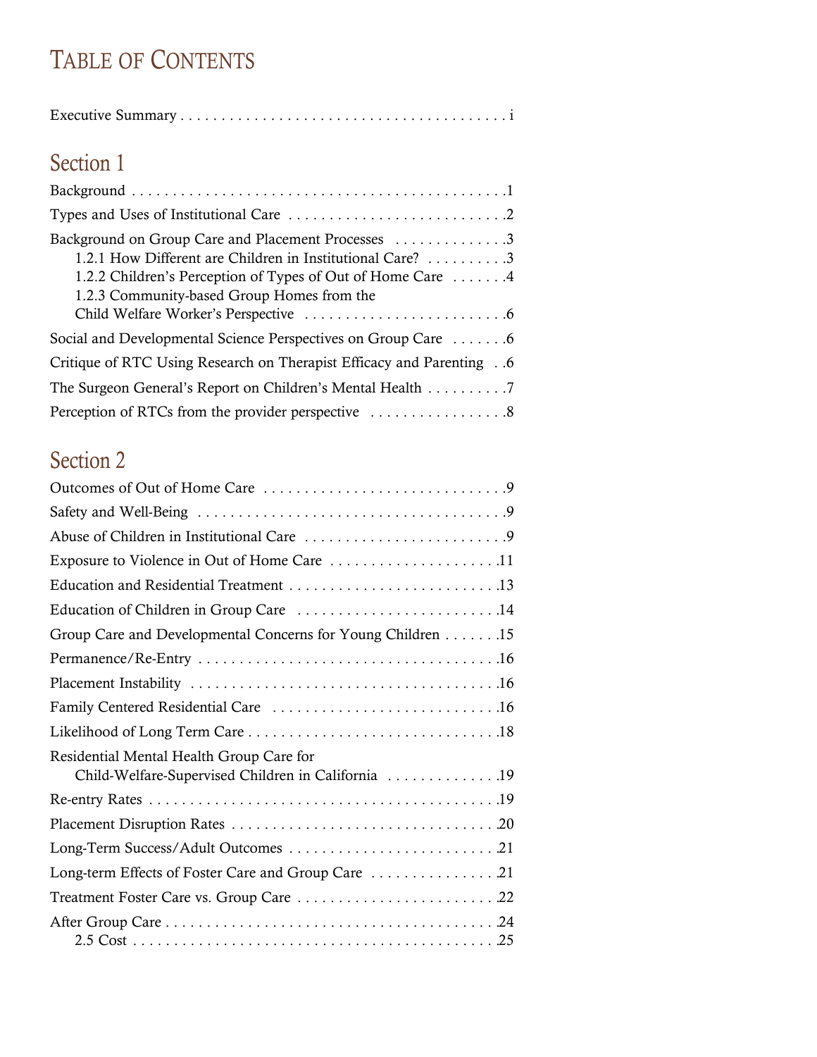# Table of Contents

Executive Summary . . . . . . . . . . . . . . . . . . . . . . . . . . . . . . . . . . . . . . . . i

## Section 1

Background . . . . . . . . . . . . . . . . . . . . . . . . . . . . . . . . . . . . . . . . . . . . . .1

Types and Uses of Institutional Care . . . . . . . . . . . . . . . . . . . . . . . . . . .2

Background on Group Care and Placement Processes . . . . . . . . . . . . . .3

- 1.2.1 How Different are Children in Institutional Care? . . . . . . . . . .3
- 1.2.2 Children's Perception of Types of Out of Home Care . . . . . . .4
- 1.2.3 Community-based Group Homes from the Child Welfare Worker's Perspective . . . . . . . . . . . . . . . . . . . . . . . . .6

Social and Developmental Science Perspectives on Group Care . . . . . . .6

Critique of RTC Using Research on Therapist Efficacy and Parenting . .6

The Surgeon General's Report on Children's Mental Health . . . . . . . . . .7

Perception of RTCs from the provider perspective . . . . . . . . . . . . . . . . .8

## Section 2

Outcomes of Out of Home Care . . . . . . . . . . . . . . . . . . . . . . . . . . . . . .9

Safety and Well-Being . . . . . . . . . . . . . . . . . . . . . . . . . . . . . . . . . . . . .9

Abuse of Children in Institutional Care . . . . . . . . . . . . . . . . . . . . . . . . .9

Exposure to Violence in Out of Home Care . . . . . . . . . . . . . . . . . . . . .11

Education and Residential Treatment . . . . . . . . . . . . . . . . . . . . . . . . . .13

Education of Children in Group Care . . . . . . . . . . . . . . . . . . . . . . . . .14

Group Care and Developmental Concerns for Young Children . . . . . . .15

Permanence/Re-Entry . . . . . . . . . . . . . . . . . . . . . . . . . . . . . . . . . . . .16

Placement Instability . . . . . . . . . . . . . . . . . . . . . . . . . . . . . . . . . . . . .16

Family Centered Residential Care . . . . . . . . . . . . . . . . . . . . . . . . . . . .16

Likelihood of Long Term Care . . . . . . . . . . . . . . . . . . . . . . . . . . . . . . .18

Residential Mental Health Group Care for Child-Welfare-Supervised Children in California . . . . . . . . . . . . . .19

Re-entry Rates . . . . . . . . . . . . . . . . . . . . . . . . . . . . . . . . . . . . . . . . . .19

Placement Disruption Rates . . . . . . . . . . . . . . . . . . . . . . . . . . . . . . . .20

Long-Term Success/Adult Outcomes . . . . . . . . . . . . . . . . . . . . . . . . . .21

Long-term Effects of Foster Care and Group Care . . . . . . . . . . . . . . . .21

Treatment Foster Care vs. Group Care . . . . . . . . . . . . . . . . . . . . . . . . .22

After Group Care . . . . . . . . . . . . . . . . . . . . . . . . . . . . . . . . . . . . . . . .24

- 2.5 Cost . . . . . . . . . . . . . . . . . . . . . . . . . . . . . . . . . . . . . . . . . . . . .25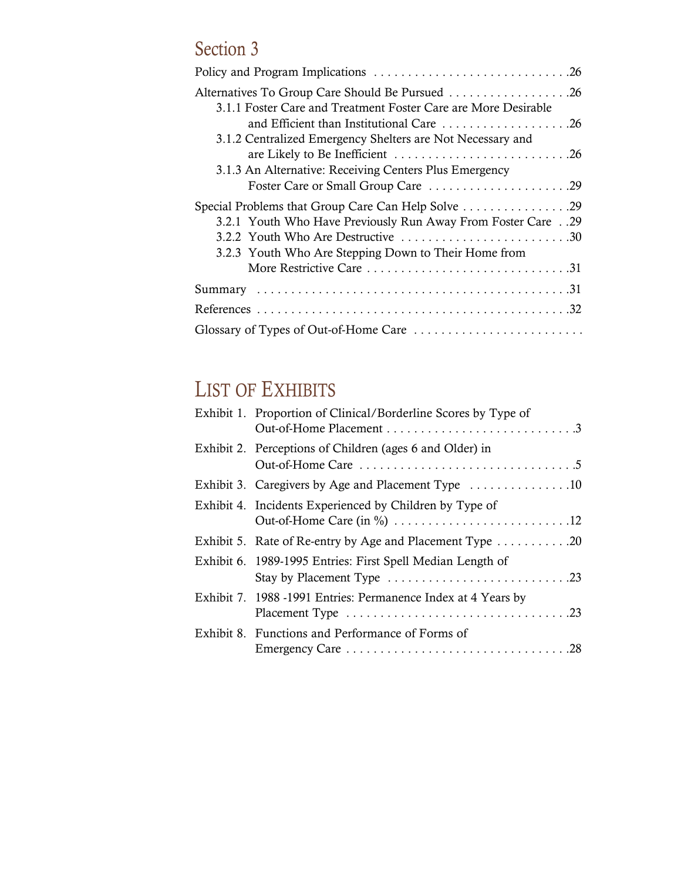## Section 3

Policy and Program Implications . . . . . . . . . . . . . . . . . . . . . . . . . . . . .26

Alternatives To Group Care Should Be Pursued . . . . . . . . . . . . . . . . . .26

- 3.1.1 Foster Care and Treatment Foster Care are More Desirable and Efficient than Institutional Care . . . . . . . . . . . . . . . . . . .26
- 3.1.2 Centralized Emergency Shelters are Not Necessary and are Likely to Be Inefficient . . . . . . . . . . . . . . . . . . . . . . . . . .26
- 3.1.3 An Alternative: Receiving Centers Plus Emergency Foster Care or Small Group Care . . . . . . . . . . . . . . . . . . . . .29

Special Problems that Group Care Can Help Solve . . . . . . . . . . . . . . . .29

- 3.2.1 Youth Who Have Previously Run Away From Foster Care . .29
- 3.2.2 Youth Who Are Destructive . . . . . . . . . . . . . . . . . . . . . . . . .30
- 3.2.3 Youth Who Are Stepping Down to Their Home from More Restrictive Care . . . . . . . . . . . . . . . . . . . . . . . . . . . . .31

Summary . . . . . . . . . . . . . . . . . . . . . . . . . . . . . . . . . . . . . . . . . . . . .31

References . . . . . . . . . . . . . . . . . . . . . . . . . . . . . . . . . . . . . . . . . . . .32

Glossary of Types of Out-of-Home Care . . . . . . . . . . . . . . . . . . . . . . . . .

## LIST OF EXHIBITS

Exhibit 1. Proportion of Clinical/Borderline Scores by Type of Out-of-Home Placement . . . . . . . . . . . . . . . . . . . . . . . . . . . .3

Exhibit 2. Perceptions of Children (ages 6 and Older) in Out-of-Home Care . . . . . . . . . . . . . . . . . . . . . . . . . . . . . . . .5

Exhibit 3. Caregivers by Age and Placement Type . . . . . . . . . . . . . . .10

Exhibit 4. Incidents Experienced by Children by Type of Out-of-Home Care (in %) . . . . . . . . . . . . . . . . . . . . . . . . . .12

Exhibit 5. Rate of Re-entry by Age and Placement Type . . . . . . . . . . .20

Exhibit 6. 1989-1995 Entries: First Spell Median Length of Stay by Placement Type . . . . . . . . . . . . . . . . . . . . . . . . . . .23

Exhibit 7. 1988 -1991 Entries: Permanence Index at 4 Years by Placement Type . . . . . . . . . . . . . . . . . . . . . . . . . . . . . . . . .23

Exhibit 8. Functions and Performance of Forms of Emergency Care . . . . . . . . . . . . . . . . . . . . . . . . . . . . . . . . .28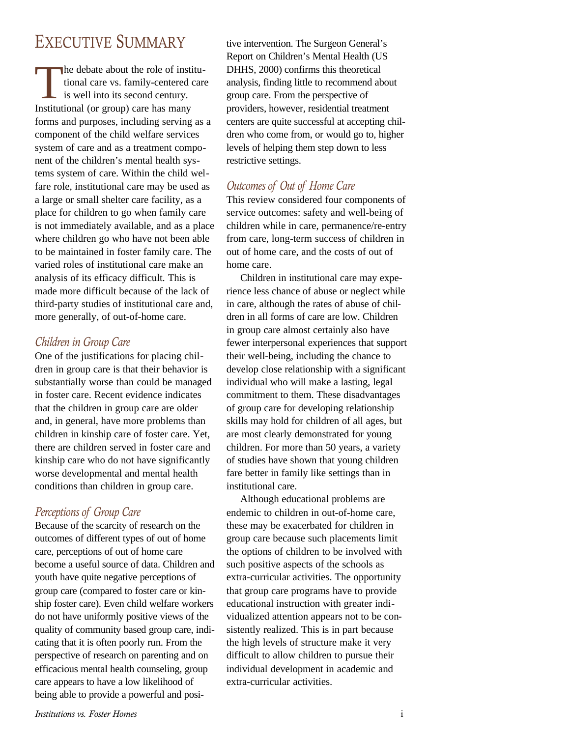# EXECUTIVE SUMMARY

The debate about the role of institutional care vs. family-centered care is well into its second century. Institutional (or group) care has many forms and purposes, including serving as a component of the child welfare services system of care and as a treatment component of the children's mental health systems system of care. Within the child welfare role, institutional care may be used as a large or small shelter care facility, as a place for children to go when family care is not immediately available, and as a place where children go who have not been able to be maintained in foster family care. The varied roles of institutional care make an analysis of its efficacy difficult. This is made more difficult because of the lack of third-party studies of institutional care and, more generally, of out-of-home care.

## *Children in Group Care*

One of the justifications for placing children in group care is that their behavior is substantially worse than could be managed in foster care. Recent evidence indicates that the children in group care are older and, in general, have more problems than children in kinship care of foster care. Yet, there are children served in foster care and kinship care who do not have significantly worse developmental and mental health conditions than children in group care.

## *Perceptions of Group Care*

Because of the scarcity of research on the outcomes of different types of out of home care, perceptions of out of home care become a useful source of data. Children and youth have quite negative perceptions of group care (compared to foster care or kinship foster care). Even child welfare workers do not have uniformly positive views of the quality of community based group care, indicating that it is often poorly run. From the perspective of research on parenting and on efficacious mental health counseling, group care appears to have a low likelihood of being able to provide a powerful and positive intervention. The Surgeon General's Report on Children's Mental Health (US DHHS, 2000) confirms this theoretical analysis, finding little to recommend about group care. From the perspective of providers, however, residential treatment centers are quite successful at accepting children who come from, or would go to, higher levels of helping them step down to less restrictive settings.

## *Outcomes of Out of Home Care*

This review considered four components of service outcomes: safety and well-being of children while in care, permanence/re-entry from care, long-term success of children in out of home care, and the costs of out of home care.

Children in institutional care may experience less chance of abuse or neglect while in care, although the rates of abuse of children in all forms of care are low. Children in group care almost certainly also have fewer interpersonal experiences that support their well-being, including the chance to develop close relationship with a significant individual who will make a lasting, legal commitment to them. These disadvantages of group care for developing relationship skills may hold for children of all ages, but are most clearly demonstrated for young children. For more than 50 years, a variety of studies have shown that young children fare better in family like settings than in institutional care.

Although educational problems are endemic to children in out-of-home care, these may be exacerbated for children in group care because such placements limit the options of children to be involved with such positive aspects of the schools as extra-curricular activities. The opportunity that group care programs have to provide educational instruction with greater individualized attention appears not to be consistently realized. This is in part because the high levels of structure make it very difficult to allow children to pursue their individual development in academic and extra-curricular activities.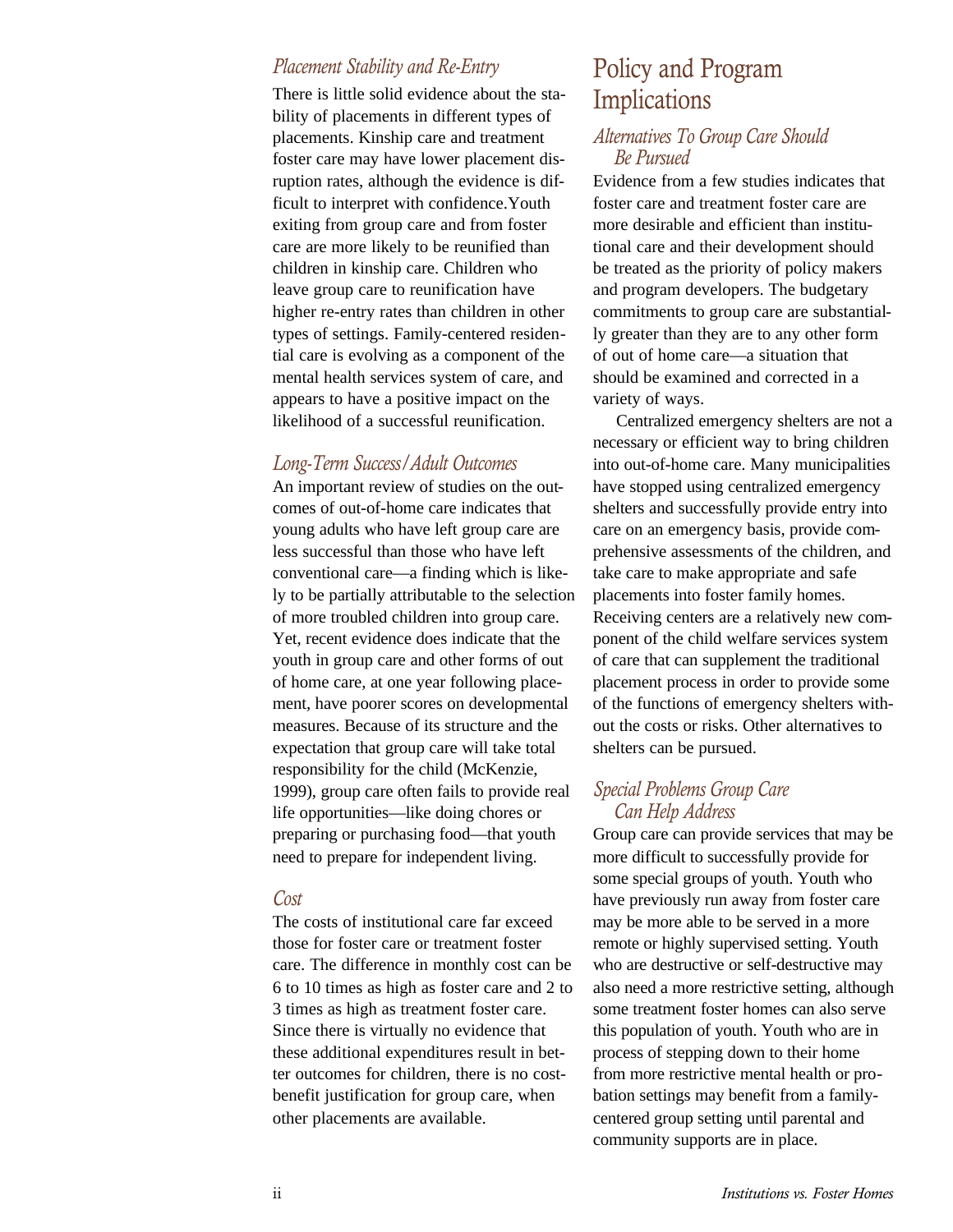### *Placement Stability and Re-Entry*

There is little solid evidence about the stability of placements in different types of placements. Kinship care and treatment foster care may have lower placement disruption rates, although the evidence is difficult to interpret with confidence.Youth exiting from group care and from foster care are more likely to be reunified than children in kinship care. Children who leave group care to reunification have higher re-entry rates than children in other types of settings. Family-centered residential care is evolving as a component of the mental health services system of care, and appears to have a positive impact on the likelihood of a successful reunification.

### *Long-Term Success/Adult Outcomes*

An important review of studies on the outcomes of out-of-home care indicates that young adults who have left group care are less successful than those who have left conventional care—a finding which is likely to be partially attributable to the selection of more troubled children into group care. Yet, recent evidence does indicate that the youth in group care and other forms of out of home care, at one year following placement, have poorer scores on developmental measures. Because of its structure and the expectation that group care will take total responsibility for the child (McKenzie, 1999), group care often fails to provide real life opportunities—like doing chores or preparing or purchasing food—that youth need to prepare for independent living.

### *Cost*

The costs of institutional care far exceed those for foster care or treatment foster care. The difference in monthly cost can be 6 to 10 times as high as foster care and 2 to 3 times as high as treatment foster care. Since there is virtually no evidence that these additional expenditures result in better outcomes for children, there is no cost-benefit justification for group care, when other placements are available.

## Policy and Program Implications

### *Alternatives To Group Care Should Be Pursued*

Evidence from a few studies indicates that foster care and treatment foster care are more desirable and efficient than institutional care and their development should be treated as the priority of policy makers and program developers. The budgetary commitments to group care are substantially greater than they are to any other form of out of home care—a situation that should be examined and corrected in a variety of ways.

Centralized emergency shelters are not a necessary or efficient way to bring children into out-of-home care. Many municipalities have stopped using centralized emergency shelters and successfully provide entry into care on an emergency basis, provide comprehensive assessments of the children, and take care to make appropriate and safe placements into foster family homes. Receiving centers are a relatively new component of the child welfare services system of care that can supplement the traditional placement process in order to provide some of the functions of emergency shelters without the costs or risks. Other alternatives to shelters can be pursued.

### *Special Problems Group Care Can Help Address*

Group care can provide services that may be more difficult to successfully provide for some special groups of youth. Youth who have previously run away from foster care may be more able to be served in a more remote or highly supervised setting. Youth who are destructive or self-destructive may also need a more restrictive setting, although some treatment foster homes can also serve this population of youth. Youth who are in process of stepping down to their home from more restrictive mental health or probation settings may benefit from a family-centered group setting until parental and community supports are in place.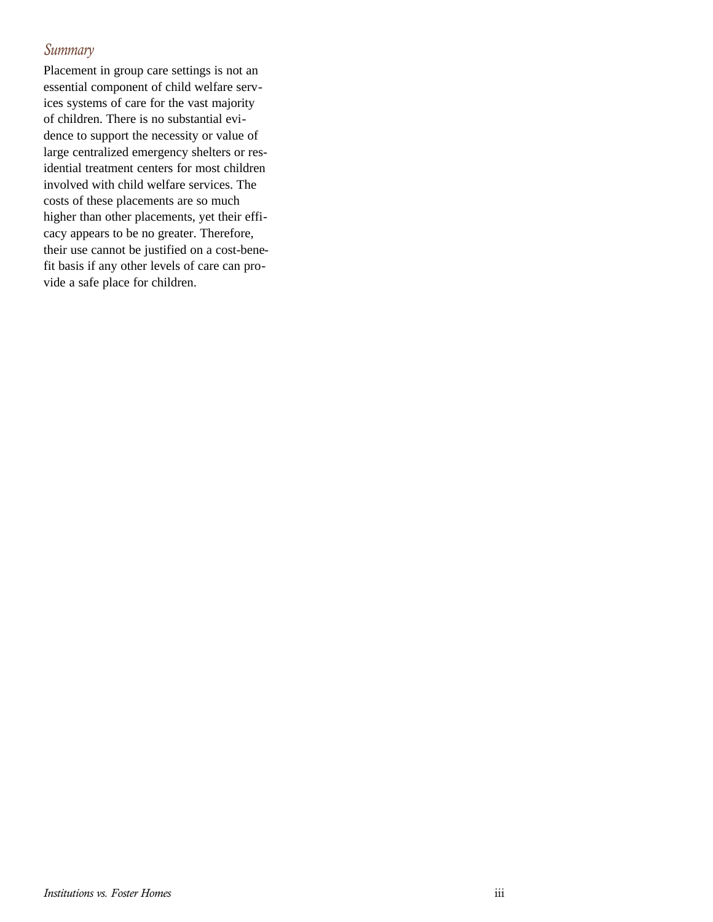### *Summary*

Placement in group care settings is not an essential component of child welfare services systems of care for the vast majority of children. There is no substantial evidence to support the necessity or value of large centralized emergency shelters or residential treatment centers for most children involved with child welfare services. The costs of these placements are so much higher than other placements, yet their efficacy appears to be no greater. Therefore, their use cannot be justified on a cost-benefit basis if any other levels of care can provide a safe place for children.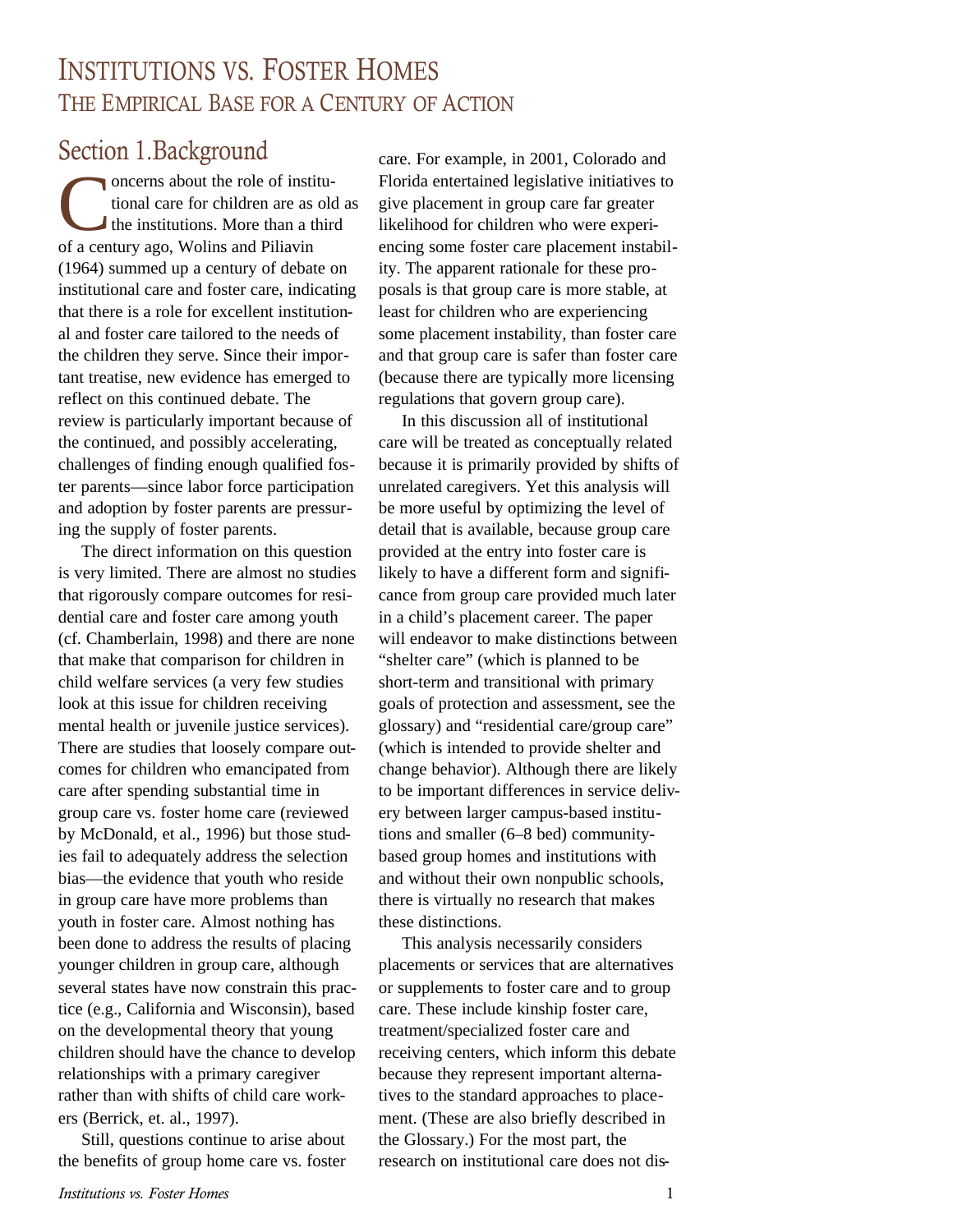# Institutions vs. Foster Homes

## The Empirical Base for a Century of Action

## Section 1. Background

Concerns about the role of institutional care for children are as old as the institutions. More than a third of a century ago, Wolins and Piliavin (1964) summed up a century of debate on institutional care and foster care, indicating that there is a role for excellent institutional and foster care tailored to the needs of the children they serve. Since their important treatise, new evidence has emerged to reflect on this continued debate. The review is particularly important because of the continued, and possibly accelerating, challenges of finding enough qualified foster parents—since labor force participation and adoption by foster parents are pressuring the supply of foster parents.

The direct information on this question is very limited. There are almost no studies that rigorously compare outcomes for residential care and foster care among youth (cf. Chamberlain, 1998) and there are none that make that comparison for children in child welfare services (a very few studies look at this issue for children receiving mental health or juvenile justice services). There are studies that loosely compare outcomes for children who emancipated from care after spending substantial time in group care vs. foster home care (reviewed by McDonald, et al., 1996) but those studies fail to adequately address the selection bias—the evidence that youth who reside in group care have more problems than youth in foster care. Almost nothing has been done to address the results of placing younger children in group care, although several states have now constrain this practice (e.g., California and Wisconsin), based on the developmental theory that young children should have the chance to develop relationships with a primary caregiver rather than with shifts of child care workers (Berrick, et. al., 1997).

Still, questions continue to arise about the benefits of group home care vs. foster care. For example, in 2001, Colorado and Florida entertained legislative initiatives to give placement in group care far greater likelihood for children who were experiencing some foster care placement instability. The apparent rationale for these proposals is that group care is more stable, at least for children who are experiencing some placement instability, than foster care and that group care is safer than foster care (because there are typically more licensing regulations that govern group care).

In this discussion all of institutional care will be treated as conceptually related because it is primarily provided by shifts of unrelated caregivers. Yet this analysis will be more useful by optimizing the level of detail that is available, because group care provided at the entry into foster care is likely to have a different form and significance from group care provided much later in a child's placement career. The paper will endeavor to make distinctions between "shelter care" (which is planned to be short-term and transitional with primary goals of protection and assessment, see the glossary) and "residential care/group care" (which is intended to provide shelter and change behavior). Although there are likely to be important differences in service delivery between larger campus-based institutions and smaller (6–8 bed) community-based group homes and institutions with and without their own nonpublic schools, there is virtually no research that makes these distinctions.

This analysis necessarily considers placements or services that are alternatives or supplements to foster care and to group care. These include kinship foster care, treatment/specialized foster care and receiving centers, which inform this debate because they represent important alternatives to the standard approaches to placement. (These are also briefly described in the Glossary.) For the most part, the research on institutional care does not dis-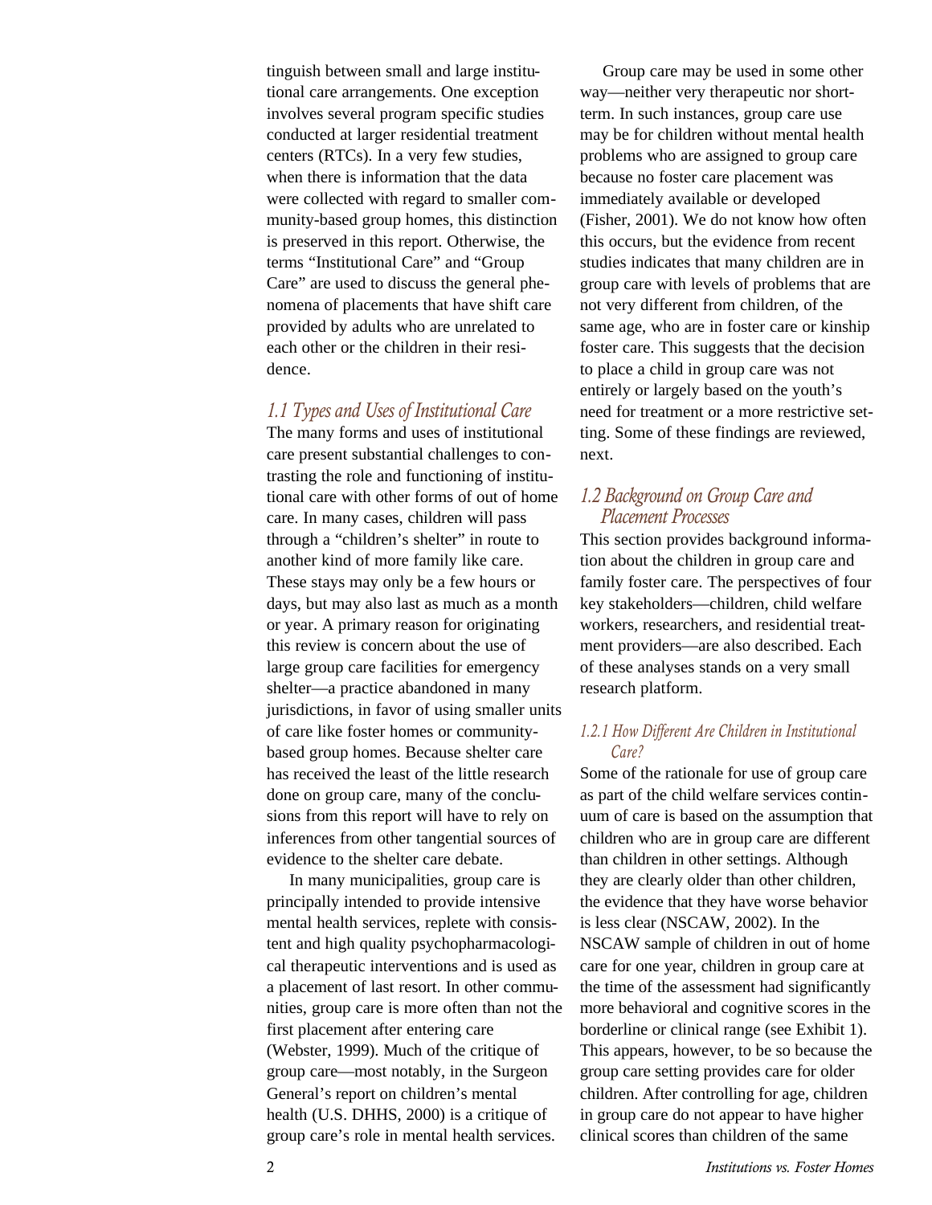tinguish between small and large institutional care arrangements. One exception involves several program specific studies conducted at larger residential treatment centers (RTCs). In a very few studies, when there is information that the data were collected with regard to smaller community-based group homes, this distinction is preserved in this report. Otherwise, the terms "Institutional Care" and "Group Care" are used to discuss the general phenomena of placements that have shift care provided by adults who are unrelated to each other or the children in their residence.

## *1.1 Types and Uses of Institutional Care*

The many forms and uses of institutional care present substantial challenges to contrasting the role and functioning of institutional care with other forms of out of home care. In many cases, children will pass through a "children's shelter" in route to another kind of more family like care. These stays may only be a few hours or days, but may also last as much as a month or year. A primary reason for originating this review is concern about the use of large group care facilities for emergency shelter—a practice abandoned in many jurisdictions, in favor of using smaller units of care like foster homes or community-based group homes. Because shelter care has received the least of the little research done on group care, many of the conclusions from this report will have to rely on inferences from other tangential sources of evidence to the shelter care debate.

In many municipalities, group care is principally intended to provide intensive mental health services, replete with consistent and high quality psychopharmacological therapeutic interventions and is used as a placement of last resort. In other communities, group care is more often than not the first placement after entering care (Webster, 1999). Much of the critique of group care—most notably, in the Surgeon General's report on children's mental health (U.S. DHHS, 2000) is a critique of group care's role in mental health services.

Group care may be used in some other way—neither very therapeutic nor short-term. In such instances, group care use may be for children without mental health problems who are assigned to group care because no foster care placement was immediately available or developed (Fisher, 2001). We do not know how often this occurs, but the evidence from recent studies indicates that many children are in group care with levels of problems that are not very different from children, of the same age, who are in foster care or kinship foster care. This suggests that the decision to place a child in group care was not entirely or largely based on the youth's need for treatment or a more restrictive setting. Some of these findings are reviewed, next.

## *1.2 Background on Group Care and Placement Processes*

This section provides background information about the children in group care and family foster care. The perspectives of four key stakeholders—children, child welfare workers, researchers, and residential treatment providers—are also described. Each of these analyses stands on a very small research platform.

### *1.2.1 How Different Are Children in Institutional Care?*

Some of the rationale for use of group care as part of the child welfare services continuum of care is based on the assumption that children who are in group care are different than children in other settings. Although they are clearly older than other children, the evidence that they have worse behavior is less clear (NSCAW, 2002). In the NSCAW sample of children in out of home care for one year, children in group care at the time of the assessment had significantly more behavioral and cognitive scores in the borderline or clinical range (see Exhibit 1). This appears, however, to be so because the group care setting provides care for older children. After controlling for age, children in group care do not appear to have higher clinical scores than children of the same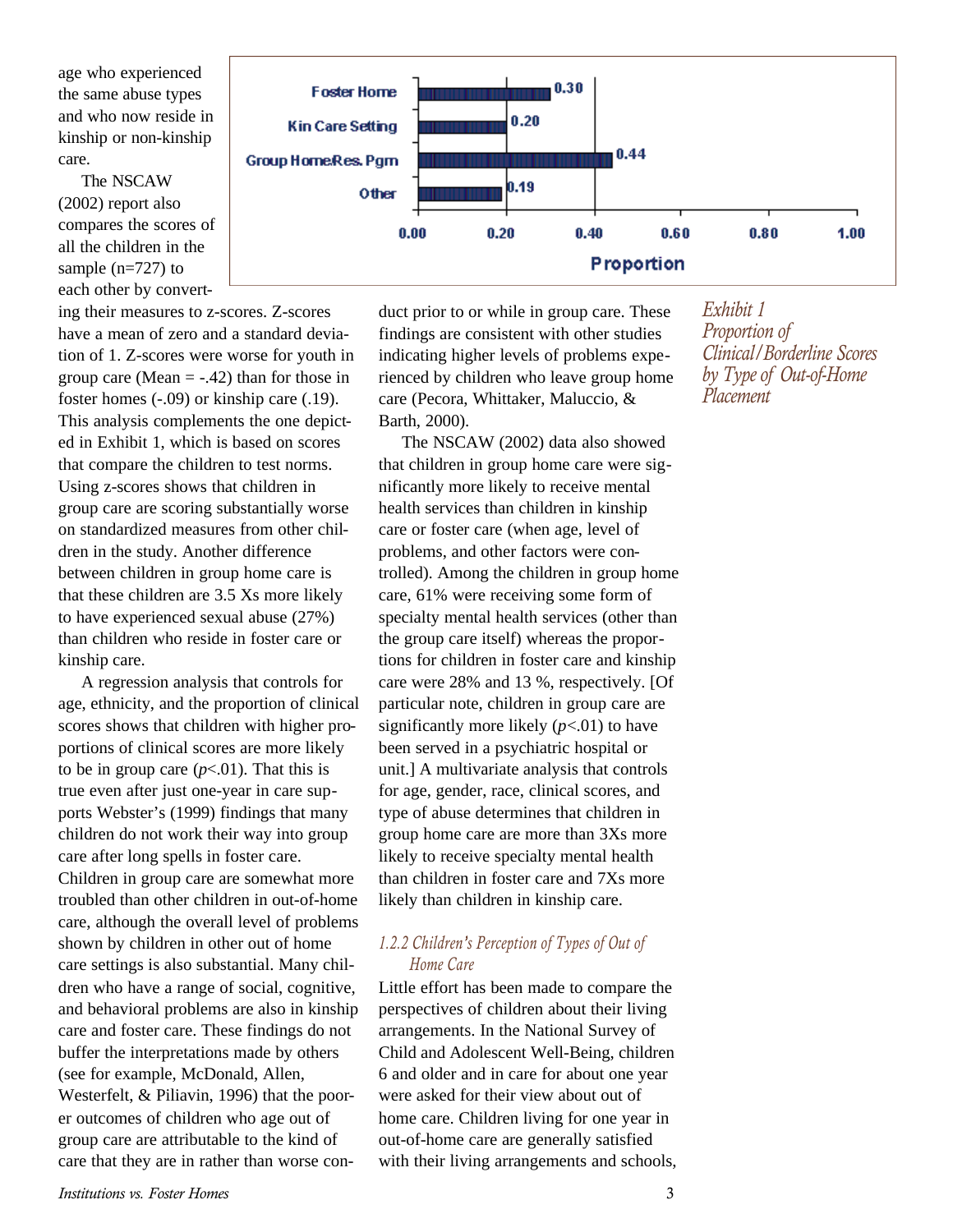age who experienced the same abuse types and who now reside in kinship or non-kinship care.

The NSCAW (2002) report also compares the scores of all the children in the sample (n=727) to each other by converting their measures to z-scores. Z-scores have a mean of zero and a standard deviation of 1. Z-scores were worse for youth in group care (Mean = -.42) than for those in foster homes (-.09) or kinship care (.19). This analysis complements the one depicted in Exhibit 1, which is based on scores that compare the children to test norms. Using z-scores shows that children in group care are scoring substantially worse on standardized measures from other children in the study. Another difference between children in group home care is that these children are 3.5 Xs more likely to have experienced sexual abuse (27%) than children who reside in foster care or kinship care.

| Placement | Proportion |
|---|---|
| Foster Home | 0.30 |
| Kin Care Setting | 0.20 |
| Group Home/Res. Pgm | 0.44 |
| Other | 0.19 |

*Exhibit 1 Proportion of Clinical/Borderline Scores by Type of Out-of-Home Placement*

A regression analysis that controls for age, ethnicity, and the proportion of clinical scores shows that children with higher proportions of clinical scores are more likely to be in group care ($p<.01$). That this is true even after just one-year in care supports Webster's (1999) findings that many children do not work their way into group care after long spells in foster care. Children in group care are somewhat more troubled than other children in out-of-home care, although the overall level of problems shown by children in other out of home care settings is also substantial. Many children who have a range of social, cognitive, and behavioral problems are also in kinship care and foster care. These findings do not buffer the interpretations made by others (see for example, McDonald, Allen, Westerfelt, & Piliavin, 1996) that the poorer outcomes of children who age out of group care are attributable to the kind of care that they are in rather than worse conduct prior to or while in group care. These findings are consistent with other studies indicating higher levels of problems experienced by children who leave group home care (Pecora, Whittaker, Maluccio, & Barth, 2000).

The NSCAW (2002) data also showed that children in group home care were significantly more likely to receive mental health services than children in kinship care or foster care (when age, level of problems, and other factors were controlled). Among the children in group home care, 61% were receiving some form of specialty mental health services (other than the group care itself) whereas the proportions for children in foster care and kinship care were 28% and 13 %, respectively. [Of particular note, children in group care are significantly more likely ($p<.01$) to have been served in a psychiatric hospital or unit.] A multivariate analysis that controls for age, gender, race, clinical scores, and type of abuse determines that children in group home care are more than 3Xs more likely to receive specialty mental health than children in foster care and 7Xs more likely than children in kinship care.

### *1.2.2 Children's Perception of Types of Out of Home Care*

Little effort has been made to compare the perspectives of children about their living arrangements. In the National Survey of Child and Adolescent Well-Being, children 6 and older and in care for about one year were asked for their view about out of home care. Children living for one year in out-of-home care are generally satisfied with their living arrangements and schools,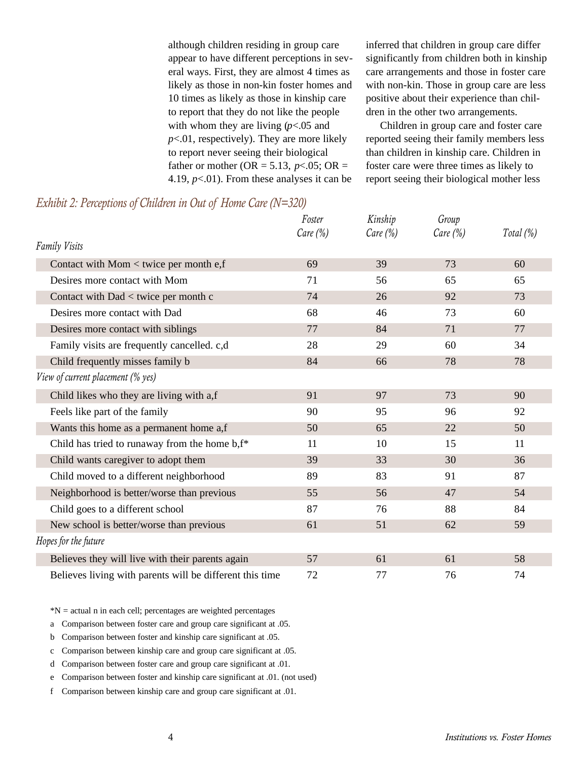although children residing in group care appear to have different perceptions in several ways. First, they are almost 4 times as likely as those in non-kin foster homes and 10 times as likely as those in kinship care to report that they do not like the people with whom they are living ($p$<.05 and $p$<.01, respectively). They are more likely to report never seeing their biological father or mother (OR = 5.13, $p$<.05; OR = 4.19, $p$<.01). From these analyses it can be inferred that children in group care differ significantly from children both in kinship care arrangements and those in foster care with non-kin. Those in group care are less positive about their experience than children in the other two arrangements.

Children in group care and foster care reported seeing their family members less than children in kinship care. Children in foster care were three times as likely to report seeing their biological mother less

*Exhibit 2: Perceptions of Children in Out of Home Care (N=320)*

| | Foster Care (%) | Kinship Care (%) | Group Care (%) | Total (%) |
|---|---|---|---|---|
| *Family Visits* | | | | |
| Contact with Mom < twice per month e,f | 69 | 39 | 73 | 60 |
| Desires more contact with Mom | 71 | 56 | 65 | 65 |
| Contact with Dad < twice per month c | 74 | 26 | 92 | 73 |
| Desires more contact with Dad | 68 | 46 | 73 | 60 |
| Desires more contact with siblings | 77 | 84 | 71 | 77 |
| Family visits are frequently cancelled. c,d | 28 | 29 | 60 | 34 |
| Child frequently misses family b | 84 | 66 | 78 | 78 |
| *View of current placement (% yes)* | | | | |
| Child likes who they are living with a,f | 91 | 97 | 73 | 90 |
| Feels like part of the family | 90 | 95 | 96 | 92 |
| Wants this home as a permanent home a,f | 50 | 65 | 22 | 50 |
| Child has tried to runaway from the home b,f* | 11 | 10 | 15 | 11 |
| Child wants caregiver to adopt them | 39 | 33 | 30 | 36 |
| Child moved to a different neighborhood | 89 | 83 | 91 | 87 |
| Neighborhood is better/worse than previous | 55 | 56 | 47 | 54 |
| Child goes to a different school | 87 | 76 | 88 | 84 |
| New school is better/worse than previous | 61 | 51 | 62 | 59 |
| *Hopes for the future* | | | | |
| Believes they will live with their parents again | 57 | 61 | 61 | 58 |
| Believes living with parents will be different this time | 72 | 77 | 76 | 74 |

*N = actual n in each cell; percentages are weighted percentages

a Comparison between foster care and group care significant at .05.

b Comparison between foster and kinship care significant at .05.

c Comparison between kinship care and group care significant at .05.

d Comparison between foster care and group care significant at .01.

e Comparison between foster and kinship care significant at .01. (not used)

f Comparison between kinship care and group care significant at .01.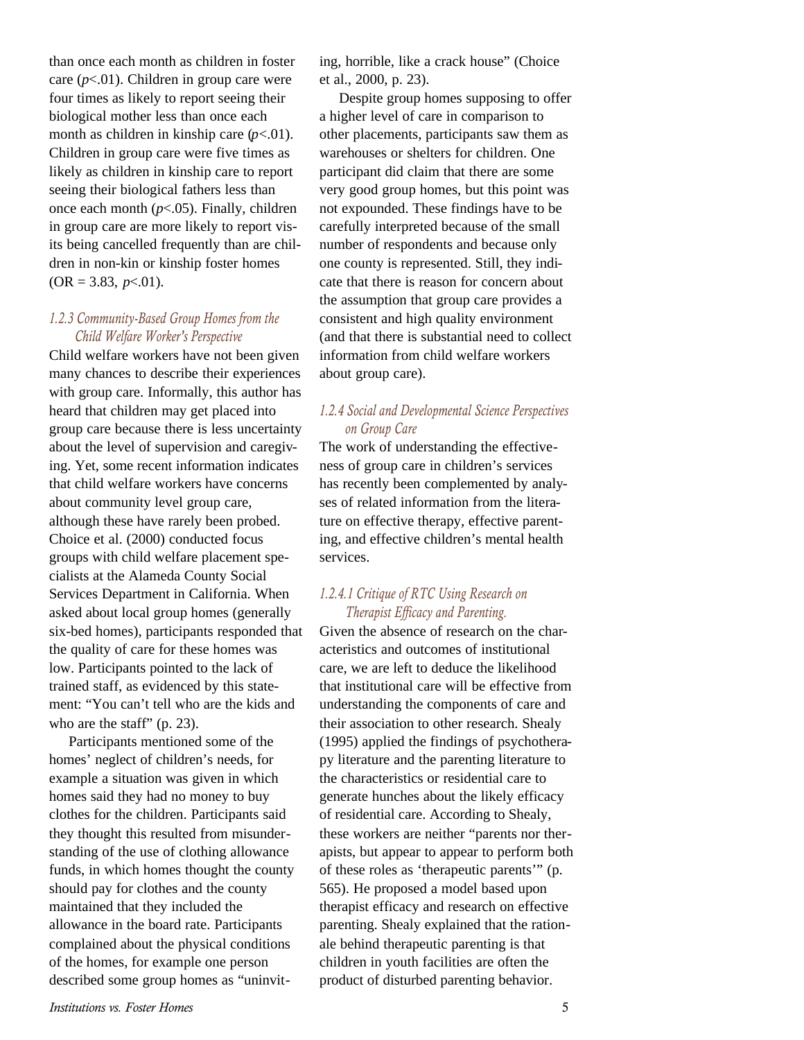than once each month as children in foster care ($p<.01$). Children in group care were four times as likely to report seeing their biological mother less than once each month as children in kinship care ($p<.01$). Children in group care were five times as likely as children in kinship care to report seeing their biological fathers less than once each month ($p<.05$). Finally, children in group care are more likely to report visits being cancelled frequently than are children in non-kin or kinship foster homes (OR = 3.83, $p<.01$).

#### *1.2.3 Community-Based Group Homes from the Child Welfare Worker's Perspective*

Child welfare workers have not been given many chances to describe their experiences with group care. Informally, this author has heard that children may get placed into group care because there is less uncertainty about the level of supervision and caregiving. Yet, some recent information indicates that child welfare workers have concerns about community level group care, although these have rarely been probed. Choice et al. (2000) conducted focus groups with child welfare placement specialists at the Alameda County Social Services Department in California. When asked about local group homes (generally six-bed homes), participants responded that the quality of care for these homes was low. Participants pointed to the lack of trained staff, as evidenced by this statement: "You can't tell who are the kids and who are the staff" (p. 23).

Participants mentioned some of the homes' neglect of children's needs, for example a situation was given in which homes said they had no money to buy clothes for the children. Participants said they thought this resulted from misunderstanding of the use of clothing allowance funds, in which homes thought the county should pay for clothes and the county maintained that they included the allowance in the board rate. Participants complained about the physical conditions of the homes, for example one person described some group homes as "uninviting, horrible, like a crack house" (Choice et al., 2000, p. 23).

Despite group homes supposing to offer a higher level of care in comparison to other placements, participants saw them as warehouses or shelters for children. One participant did claim that there are some very good group homes, but this point was not expounded. These findings have to be carefully interpreted because of the small number of respondents and because only one county is represented. Still, they indicate that there is reason for concern about the assumption that group care provides a consistent and high quality environment (and that there is substantial need to collect information from child welfare workers about group care).

#### *1.2.4 Social and Developmental Science Perspectives on Group Care*

The work of understanding the effectiveness of group care in children's services has recently been complemented by analyses of related information from the literature on effective therapy, effective parenting, and effective children's mental health services.

##### *1.2.4.1 Critique of RTC Using Research on Therapist Efficacy and Parenting.*

Given the absence of research on the characteristics and outcomes of institutional care, we are left to deduce the likelihood that institutional care will be effective from understanding the components of care and their association to other research. Shealy (1995) applied the findings of psychotherapy literature and the parenting literature to the characteristics or residential care to generate hunches about the likely efficacy of residential care. According to Shealy, these workers are neither "parents nor therapists, but appear to appear to perform both of these roles as 'therapeutic parents'" (p. 565). He proposed a model based upon therapist efficacy and research on effective parenting. Shealy explained that the rationale behind therapeutic parenting is that children in youth facilities are often the product of disturbed parenting behavior.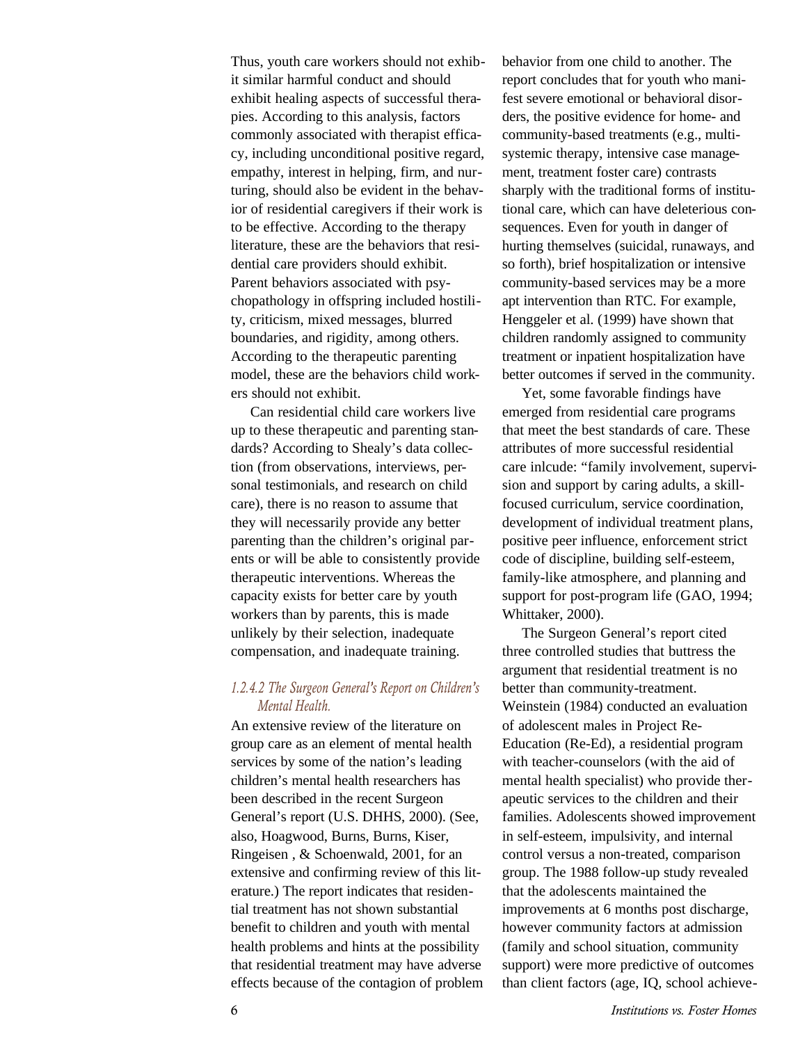Thus, youth care workers should not exhibit similar harmful conduct and should exhibit healing aspects of successful therapies. According to this analysis, factors commonly associated with therapist efficacy, including unconditional positive regard, empathy, interest in helping, firm, and nurturing, should also be evident in the behavior of residential caregivers if their work is to be effective. According to the therapy literature, these are the behaviors that residential care providers should exhibit. Parent behaviors associated with psychopathology in offspring included hostility, criticism, mixed messages, blurred boundaries, and rigidity, among others. According to the therapeutic parenting model, these are the behaviors child workers should not exhibit.

Can residential child care workers live up to these therapeutic and parenting standards? According to Shealy's data collection (from observations, interviews, personal testimonials, and research on child care), there is no reason to assume that they will necessarily provide any better parenting than the children's original parents or will be able to consistently provide therapeutic interventions. Whereas the capacity exists for better care by youth workers than by parents, this is made unlikely by their selection, inadequate compensation, and inadequate training.

#### *1.2.4.2 The Surgeon General's Report on Children's Mental Health.*

An extensive review of the literature on group care as an element of mental health services by some of the nation's leading children's mental health researchers has been described in the recent Surgeon General's report (U.S. DHHS, 2000). (See, also, Hoagwood, Burns, Burns, Kiser, Ringeisen , & Schoenwald, 2001, for an extensive and confirming review of this literature.) The report indicates that residential treatment has not shown substantial benefit to children and youth with mental health problems and hints at the possibility that residential treatment may have adverse effects because of the contagion of problem behavior from one child to another. The report concludes that for youth who manifest severe emotional or behavioral disorders, the positive evidence for home- and community-based treatments (e.g., multisystemic therapy, intensive case management, treatment foster care) contrasts sharply with the traditional forms of institutional care, which can have deleterious consequences. Even for youth in danger of hurting themselves (suicidal, runaways, and so forth), brief hospitalization or intensive community-based services may be a more apt intervention than RTC. For example, Henggeler et al. (1999) have shown that children randomly assigned to community treatment or inpatient hospitalization have better outcomes if served in the community.

Yet, some favorable findings have emerged from residential care programs that meet the best standards of care. These attributes of more successful residential care inlcude: "family involvement, supervision and support by caring adults, a skill-focused curriculum, service coordination, development of individual treatment plans, positive peer influence, enforcement strict code of discipline, building self-esteem, family-like atmosphere, and planning and support for post-program life (GAO, 1994; Whittaker, 2000).

The Surgeon General's report cited three controlled studies that buttress the argument that residential treatment is no better than community-treatment. Weinstein (1984) conducted an evaluation of adolescent males in Project Re-Education (Re-Ed), a residential program with teacher-counselors (with the aid of mental health specialist) who provide therapeutic services to the children and their families. Adolescents showed improvement in self-esteem, impulsivity, and internal control versus a non-treated, comparison group. The 1988 follow-up study revealed that the adolescents maintained the improvements at 6 months post discharge, however community factors at admission (family and school situation, community support) were more predictive of outcomes than client factors (age, IQ, school achieve-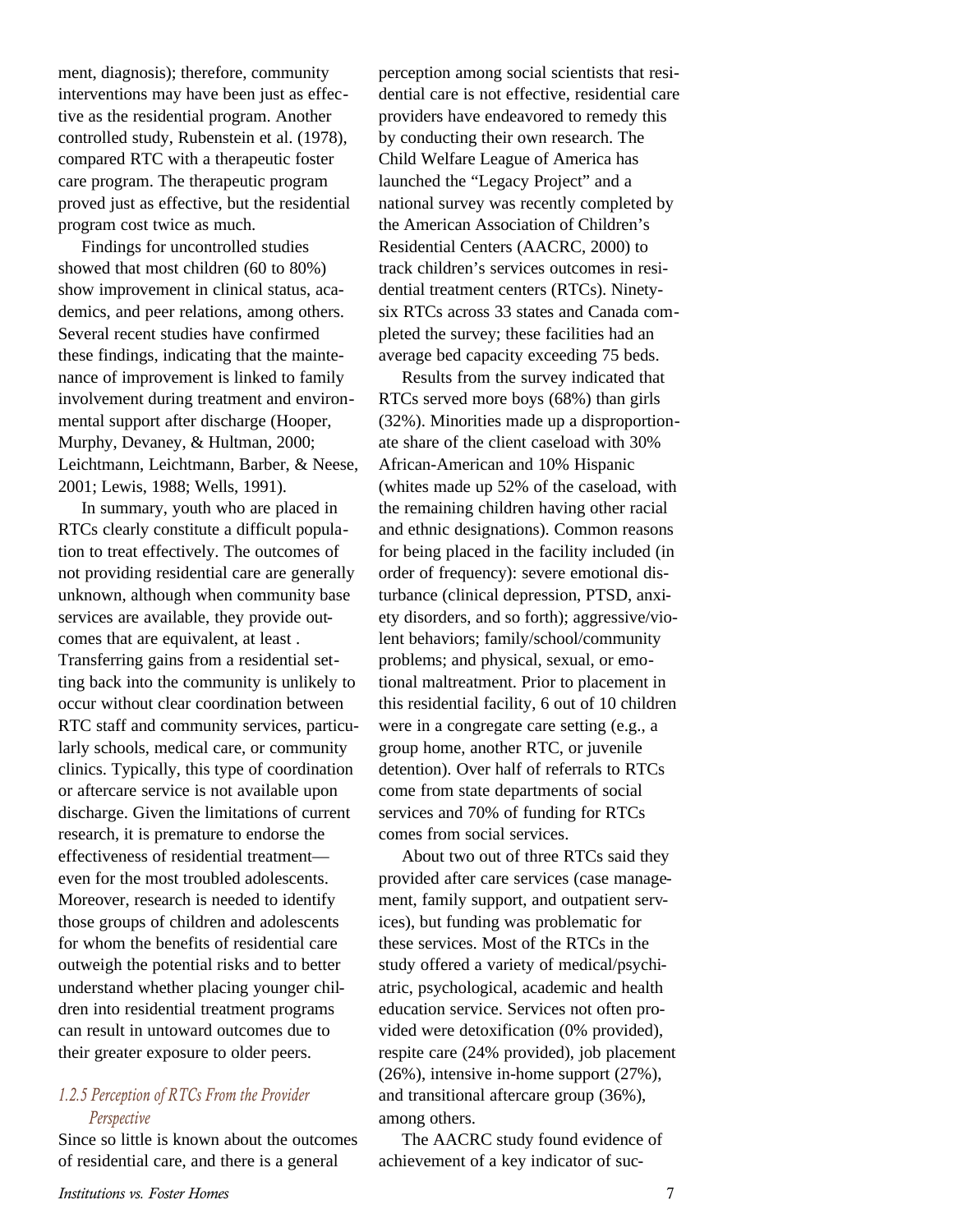ment, diagnosis); therefore, community interventions may have been just as effective as the residential program. Another controlled study, Rubenstein et al. (1978), compared RTC with a therapeutic foster care program. The therapeutic program proved just as effective, but the residential program cost twice as much.

Findings for uncontrolled studies showed that most children (60 to 80%) show improvement in clinical status, academics, and peer relations, among others. Several recent studies have confirmed these findings, indicating that the maintenance of improvement is linked to family involvement during treatment and environmental support after discharge (Hooper, Murphy, Devaney, & Hultman, 2000; Leichtmann, Leichtmann, Barber, & Neese, 2001; Lewis, 1988; Wells, 1991).

In summary, youth who are placed in RTCs clearly constitute a difficult population to treat effectively. The outcomes of not providing residential care are generally unknown, although when community base services are available, they provide outcomes that are equivalent, at least . Transferring gains from a residential setting back into the community is unlikely to occur without clear coordination between RTC staff and community services, particularly schools, medical care, or community clinics. Typically, this type of coordination or aftercare service is not available upon discharge. Given the limitations of current research, it is premature to endorse the effectiveness of residential treatment—even for the most troubled adolescents. Moreover, research is needed to identify those groups of children and adolescents for whom the benefits of residential care outweigh the potential risks and to better understand whether placing younger children into residential treatment programs can result in untoward outcomes due to their greater exposure to older peers.

### *1.2.5 Perception of RTCs From the Provider Perspective*

Since so little is known about the outcomes of residential care, and there is a general perception among social scientists that residential care is not effective, residential care providers have endeavored to remedy this by conducting their own research. The Child Welfare League of America has launched the "Legacy Project" and a national survey was recently completed by the American Association of Children's Residential Centers (AACRC, 2000) to track children's services outcomes in residential treatment centers (RTCs). Ninety-six RTCs across 33 states and Canada completed the survey; these facilities had an average bed capacity exceeding 75 beds.

Results from the survey indicated that RTCs served more boys (68%) than girls (32%). Minorities made up a disproportionate share of the client caseload with 30% African-American and 10% Hispanic (whites made up 52% of the caseload, with the remaining children having other racial and ethnic designations). Common reasons for being placed in the facility included (in order of frequency): severe emotional disturbance (clinical depression, PTSD, anxiety disorders, and so forth); aggressive/violent behaviors; family/school/community problems; and physical, sexual, or emotional maltreatment. Prior to placement in this residential facility, 6 out of 10 children were in a congregate care setting (e.g., a group home, another RTC, or juvenile detention). Over half of referrals to RTCs come from state departments of social services and 70% of funding for RTCs comes from social services.

About two out of three RTCs said they provided after care services (case management, family support, and outpatient services), but funding was problematic for these services. Most of the RTCs in the study offered a variety of medical/psychiatric, psychological, academic and health education service. Services not often provided were detoxification (0% provided), respite care (24% provided), job placement (26%), intensive in-home support (27%), and transitional aftercare group (36%), among others.

The AACRC study found evidence of achievement of a key indicator of suc-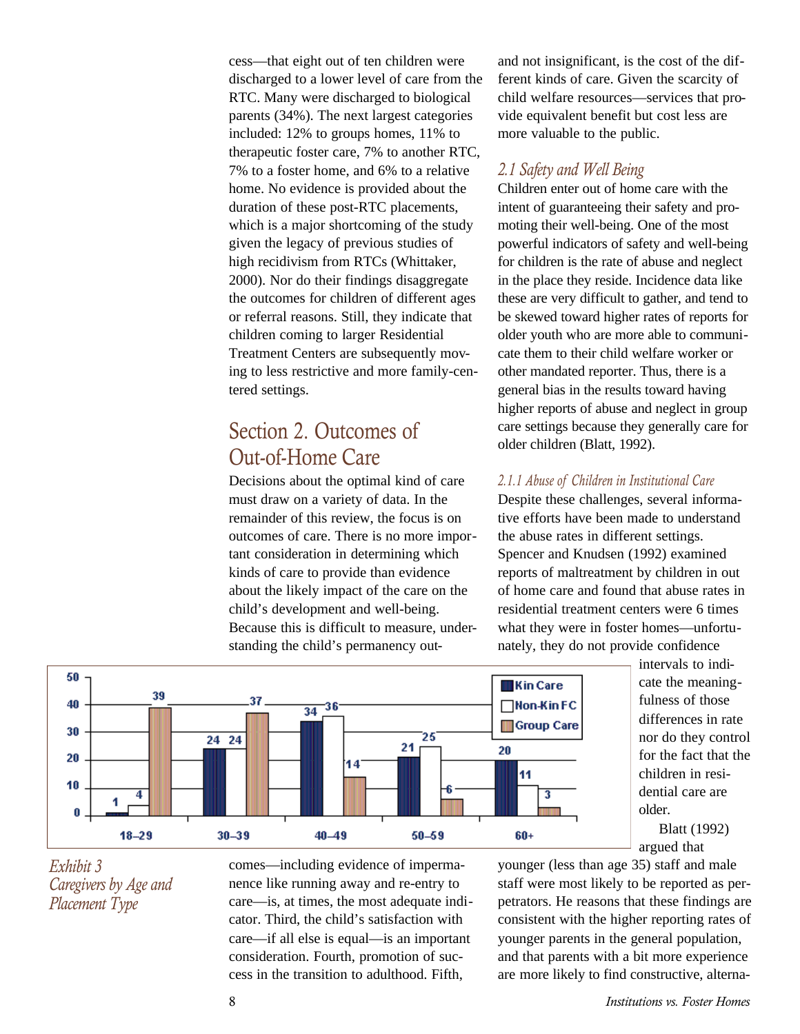cess—that eight out of ten children were discharged to a lower level of care from the RTC. Many were discharged to biological parents (34%). The next largest categories included: 12% to groups homes, 11% to therapeutic foster care, 7% to another RTC, 7% to a foster home, and 6% to a relative home. No evidence is provided about the duration of these post-RTC placements, which is a major shortcoming of the study given the legacy of previous studies of high recidivism from RTCs (Whittaker, 2000). Nor do their findings disaggregate the outcomes for children of different ages or referral reasons. Still, they indicate that children coming to larger Residential Treatment Centers are subsequently moving to less restrictive and more family-centered settings.

## Section 2. Outcomes of Out-of-Home Care

Decisions about the optimal kind of care must draw on a variety of data. In the remainder of this review, the focus is on outcomes of care. There is no more important consideration in determining which kinds of care to provide than evidence about the likely impact of the care on the child's development and well-being. Because this is difficult to measure, understanding the child's permanency outcomes—including evidence of impermanence like running away and re-entry to care—is, at times, the most adequate indicator. Third, the child's satisfaction with care—if all else is equal—is an important consideration. Fourth, promotion of success in the transition to adulthood. Fifth, and not insignificant, is the cost of the different kinds of care. Given the scarcity of child welfare resources—services that provide equivalent benefit but cost less are more valuable to the public.

| Age | Kin Care | Non-Kin FC | Group Care |
|---|---|---|---|
| 18–29 | 1 | 4 | 39 |
| 30–39 | 24 | 24 | 37 |
| 40–49 | 34 | 36 | 14 |
| 50–59 | 21 | 25 | 6 |
| 60+ | 20 | 11 | 3 |

*Exhibit 3*
*Caregivers by Age and Placement Type*

### *2.1 Safety and Well Being*

Children enter out of home care with the intent of guaranteeing their safety and promoting their well-being. One of the most powerful indicators of safety and well-being for children is the rate of abuse and neglect in the place they reside. Incidence data like these are very difficult to gather, and tend to be skewed toward higher rates of reports for older youth who are more able to communicate them to their child welfare worker or other mandated reporter. Thus, there is a general bias in the results toward having higher reports of abuse and neglect in group care settings because they generally care for older children (Blatt, 1992).

#### *2.1.1 Abuse of Children in Institutional Care*

Despite these challenges, several informative efforts have been made to understand the abuse rates in different settings. Spencer and Knudsen (1992) examined reports of maltreatment by children in out of home care and found that abuse rates in residential treatment centers were 6 times what they were in foster homes—unfortunately, they do not provide confidence intervals to indicate the meaningfulness of those differences in rate nor do they control for the fact that the children in residential care are older.

Blatt (1992) argued that younger (less than age 35) staff and male staff were most likely to be reported as perpetrators. He reasons that these findings are consistent with the higher reporting rates of younger parents in the general population, and that parents with a bit more experience are more likely to find constructive, alterna-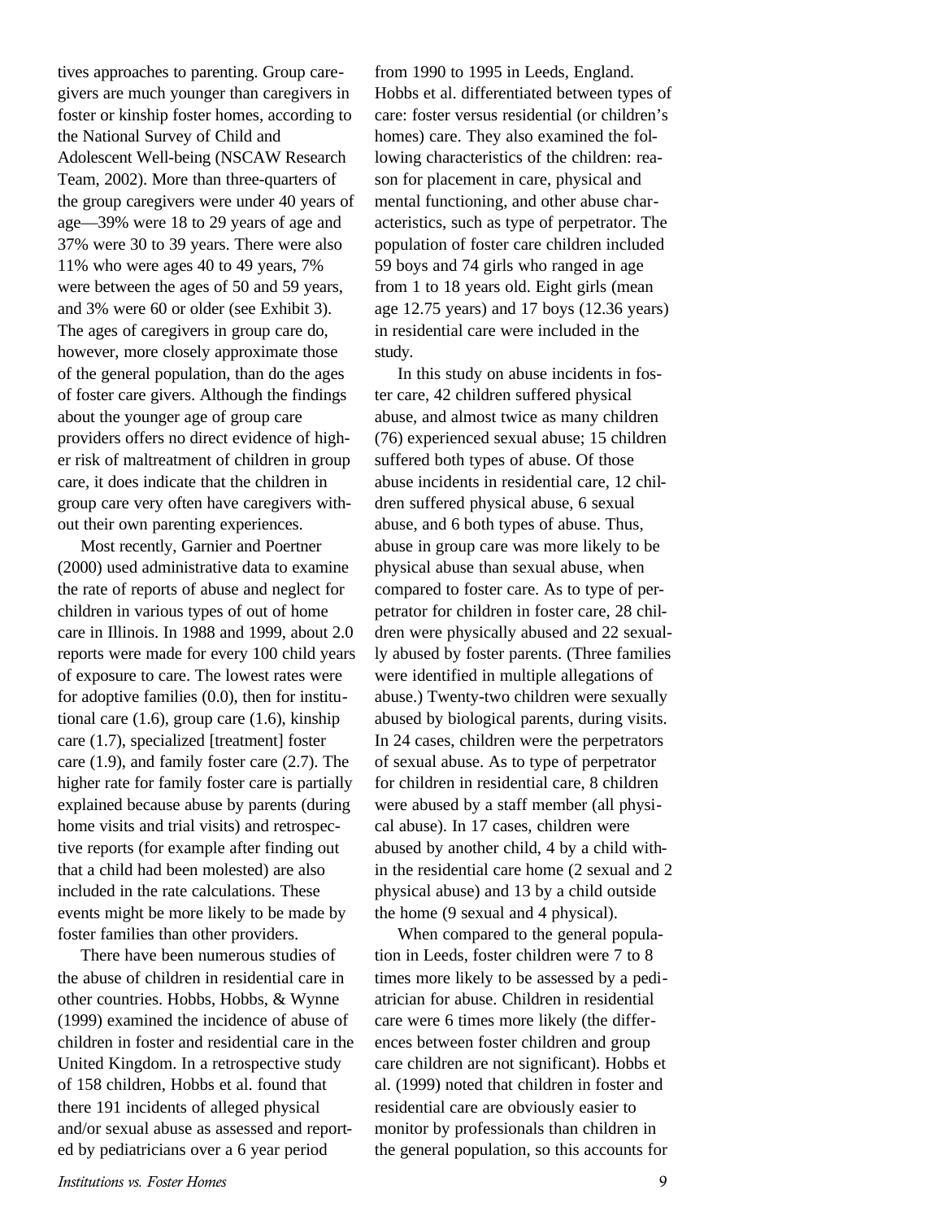tives approaches to parenting. Group caregivers are much younger than caregivers in foster or kinship foster homes, according to the National Survey of Child and Adolescent Well-being (NSCAW Research Team, 2002). More than three-quarters of the group caregivers were under 40 years of age—39% were 18 to 29 years of age and 37% were 30 to 39 years. There were also 11% who were ages 40 to 49 years, 7% were between the ages of 50 and 59 years, and 3% were 60 or older (see Exhibit 3). The ages of caregivers in group care do, however, more closely approximate those of the general population, than do the ages of foster care givers. Although the findings about the younger age of group care providers offers no direct evidence of higher risk of maltreatment of children in group care, it does indicate that the children in group care very often have caregivers without their own parenting experiences.

Most recently, Garnier and Poertner (2000) used administrative data to examine the rate of reports of abuse and neglect for children in various types of out of home care in Illinois. In 1988 and 1999, about 2.0 reports were made for every 100 child years of exposure to care. The lowest rates were for adoptive families (0.0), then for institutional care (1.6), group care (1.6), kinship care (1.7), specialized [treatment] foster care (1.9), and family foster care (2.7). The higher rate for family foster care is partially explained because abuse by parents (during home visits and trial visits) and retrospective reports (for example after finding out that a child had been molested) are also included in the rate calculations. These events might be more likely to be made by foster families than other providers.

There have been numerous studies of the abuse of children in residential care in other countries. Hobbs, Hobbs, & Wynne (1999) examined the incidence of abuse of children in foster and residential care in the United Kingdom. In a retrospective study of 158 children, Hobbs et al. found that there 191 incidents of alleged physical and/or sexual abuse as assessed and reported by pediatricians over a 6 year period from 1990 to 1995 in Leeds, England. Hobbs et al. differentiated between types of care: foster versus residential (or children's homes) care. They also examined the following characteristics of the children: reason for placement in care, physical and mental functioning, and other abuse characteristics, such as type of perpetrator. The population of foster care children included 59 boys and 74 girls who ranged in age from 1 to 18 years old. Eight girls (mean age 12.75 years) and 17 boys (12.36 years) in residential care were included in the study.

In this study on abuse incidents in foster care, 42 children suffered physical abuse, and almost twice as many children (76) experienced sexual abuse; 15 children suffered both types of abuse. Of those abuse incidents in residential care, 12 children suffered physical abuse, 6 sexual abuse, and 6 both types of abuse. Thus, abuse in group care was more likely to be physical abuse than sexual abuse, when compared to foster care. As to type of perpetrator for children in foster care, 28 children were physically abused and 22 sexually abused by foster parents. (Three families were identified in multiple allegations of abuse.) Twenty-two children were sexually abused by biological parents, during visits. In 24 cases, children were the perpetrators of sexual abuse. As to type of perpetrator for children in residential care, 8 children were abused by a staff member (all physical abuse). In 17 cases, children were abused by another child, 4 by a child within the residential care home (2 sexual and 2 physical abuse) and 13 by a child outside the home (9 sexual and 4 physical).

When compared to the general population in Leeds, foster children were 7 to 8 times more likely to be assessed by a pediatrician for abuse. Children in residential care were 6 times more likely (the differences between foster children and group care children are not significant). Hobbs et al. (1999) noted that children in foster and residential care are obviously easier to monitor by professionals than children in the general population, so this accounts for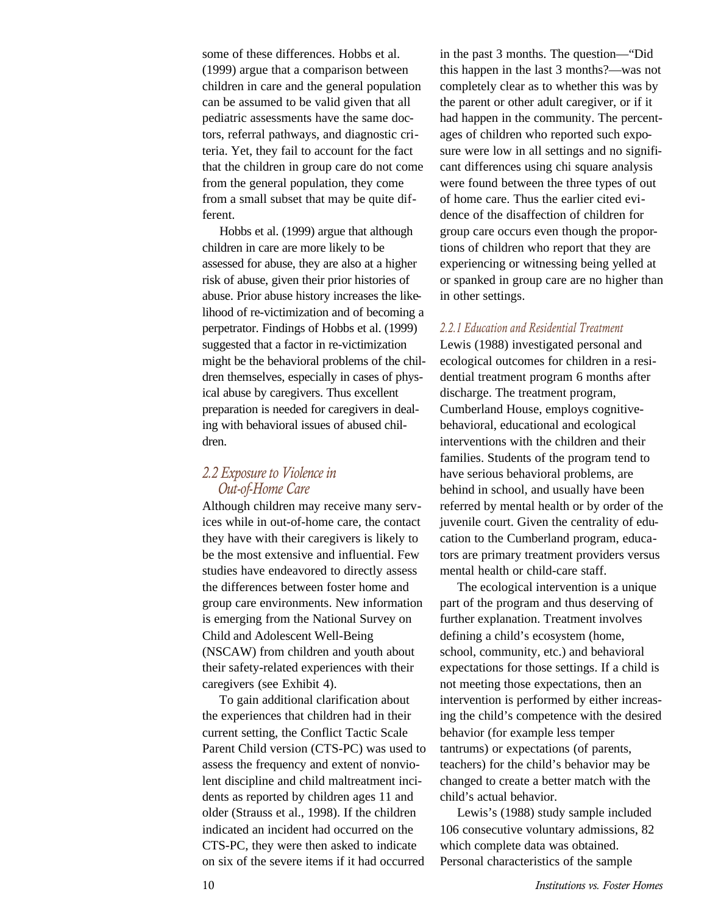some of these differences. Hobbs et al. (1999) argue that a comparison between children in care and the general population can be assumed to be valid given that all pediatric assessments have the same doctors, referral pathways, and diagnostic criteria. Yet, they fail to account for the fact that the children in group care do not come from the general population, they come from a small subset that may be quite different.

Hobbs et al. (1999) argue that although children in care are more likely to be assessed for abuse, they are also at a higher risk of abuse, given their prior histories of abuse. Prior abuse history increases the likelihood of re-victimization and of becoming a perpetrator. Findings of Hobbs et al. (1999) suggested that a factor in re-victimization might be the behavioral problems of the children themselves, especially in cases of physical abuse by caregivers. Thus excellent preparation is needed for caregivers in dealing with behavioral issues of abused children.

## 2.2 Exposure to Violence in Out-of-Home Care

Although children may receive many services while in out-of-home care, the contact they have with their caregivers is likely to be the most extensive and influential. Few studies have endeavored to directly assess the differences between foster home and group care environments. New information is emerging from the National Survey on Child and Adolescent Well-Being (NSCAW) from children and youth about their safety-related experiences with their caregivers (see Exhibit 4).

To gain additional clarification about the experiences that children had in their current setting, the Conflict Tactic Scale Parent Child version (CTS-PC) was used to assess the frequency and extent of nonviolent discipline and child maltreatment incidents as reported by children ages 11 and older (Strauss et al., 1998). If the children indicated an incident had occurred on the CTS-PC, they were then asked to indicate on six of the severe items if it had occurred in the past 3 months. The question—"Did this happen in the last 3 months?—was not completely clear as to whether this was by the parent or other adult caregiver, or if it had happen in the community. The percentages of children who reported such exposure were low in all settings and no significant differences using chi square analysis were found between the three types of out of home care. Thus the earlier cited evidence of the disaffection of children for group care occurs even though the proportions of children who report that they are experiencing or witnessing being yelled at or spanked in group care are no higher than in other settings.

### *2.2.1 Education and Residential Treatment*

Lewis (1988) investigated personal and ecological outcomes for children in a residential treatment program 6 months after discharge. The treatment program, Cumberland House, employs cognitive-behavioral, educational and ecological interventions with the children and their families. Students of the program tend to have serious behavioral problems, are behind in school, and usually have been referred by mental health or by order of the juvenile court. Given the centrality of education to the Cumberland program, educators are primary treatment providers versus mental health or child-care staff.

The ecological intervention is a unique part of the program and thus deserving of further explanation. Treatment involves defining a child's ecosystem (home, school, community, etc.) and behavioral expectations for those settings. If a child is not meeting those expectations, then an intervention is performed by either increasing the child's competence with the desired behavior (for example less temper tantrums) or expectations (of parents, teachers) for the child's behavior may be changed to create a better match with the child's actual behavior.

Lewis's (1988) study sample included 106 consecutive voluntary admissions, 82 which complete data was obtained. Personal characteristics of the sample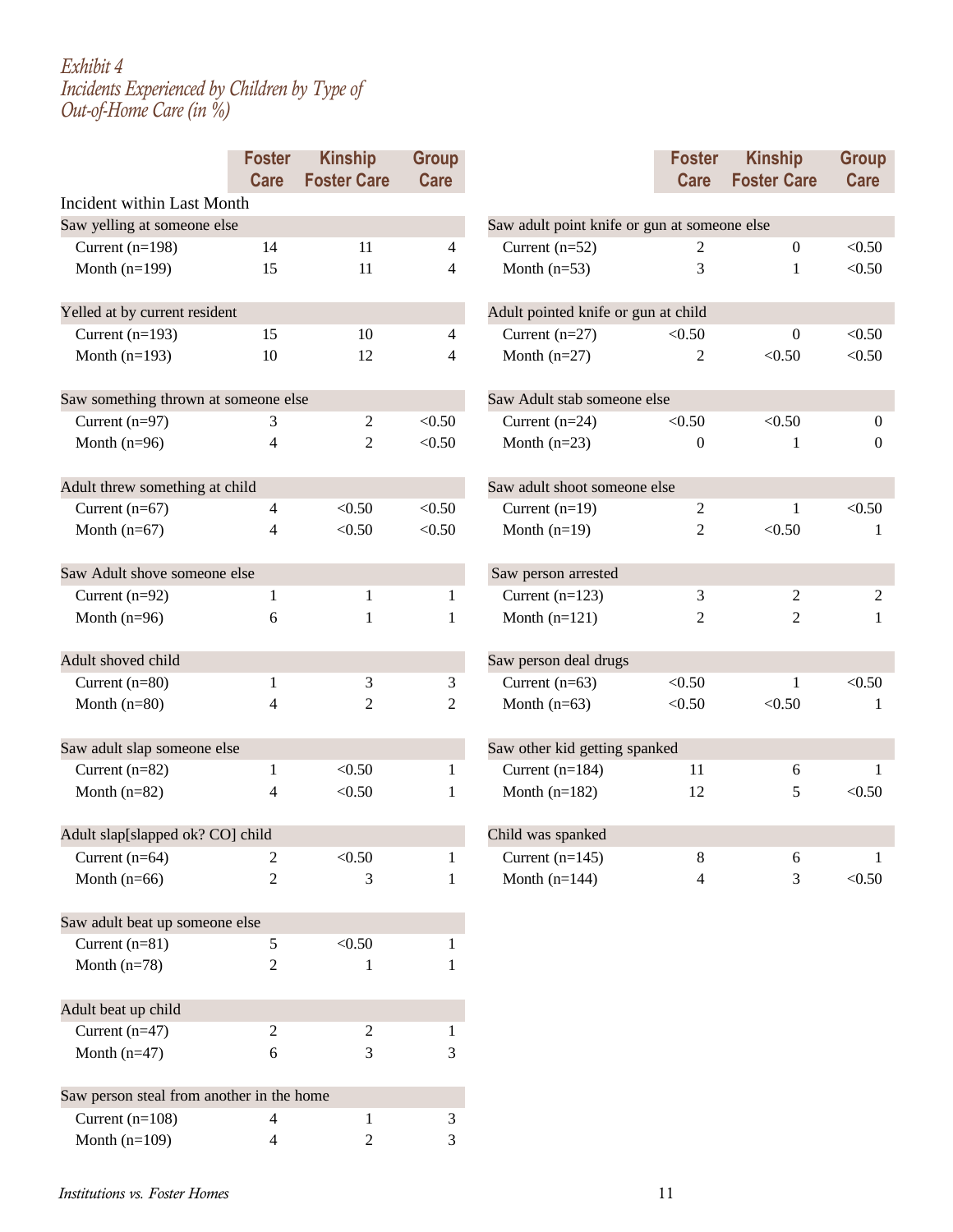*Exhibit 4*
*Incidents Experienced by Children by Type of Out-of-Home Care (in %)*

| | Foster Care | Kinship Foster Care | Group Care |
|---|---|---|---|
| **Incident within Last Month** | | | |
| **Saw yelling at someone else** | | | |
| Current (n=198) | 14 | 11 | 4 |
| Month (n=199) | 15 | 11 | 4 |
| **Yelled at by current resident** | | | |
| Current (n=193) | 15 | 10 | 4 |
| Month (n=193) | 10 | 12 | 4 |
| **Saw something thrown at someone else** | | | |
| Current (n=97) | 3 | 2 | <0.50 |
| Month (n=96) | 4 | 2 | <0.50 |
| **Adult threw something at child** | | | |
| Current (n=67) | 4 | <0.50 | <0.50 |
| Month (n=67) | 4 | <0.50 | <0.50 |
| **Saw Adult shove someone else** | | | |
| Current (n=92) | 1 | 1 | 1 |
| Month (n=96) | 6 | 1 | 1 |
| **Adult shoved child** | | | |
| Current (n=80) | 1 | 3 | 3 |
| Month (n=80) | 4 | 2 | 2 |
| **Saw adult slap someone else** | | | |
| Current (n=82) | 1 | <0.50 | 1 |
| Month (n=82) | 4 | <0.50 | 1 |
| **Adult slap[slapped ok? CO] child** | | | |
| Current (n=64) | 2 | <0.50 | 1 |
| Month (n=66) | 2 | 3 | 1 |
| **Saw adult beat up someone else** | | | |
| Current (n=81) | 5 | <0.50 | 1 |
| Month (n=78) | 2 | 1 | 1 |
| **Adult beat up child** | | | |
| Current (n=47) | 2 | 2 | 1 |
| Month (n=47) | 6 | 3 | 3 |
| **Saw person steal from another in the home** | | | |
| Current (n=108) | 4 | 1 | 3 |
| Month (n=109) | 4 | 2 | 3 |
| **Saw adult point knife or gun at someone else** | | | |
| Current (n=52) | 2 | 0 | <0.50 |
| Month (n=53) | 3 | 1 | <0.50 |
| **Adult pointed knife or gun at child** | | | |
| Current (n=27) | <0.50 | 0 | <0.50 |
| Month (n=27) | 2 | <0.50 | <0.50 |
| **Saw Adult stab someone else** | | | |
| Current (n=24) | <0.50 | <0.50 | 0 |
| Month (n=23) | 0 | 1 | 0 |
| **Saw adult shoot someone else** | | | |
| Current (n=19) | 2 | 1 | <0.50 |
| Month (n=19) | 2 | <0.50 | 1 |
| **Saw person arrested** | | | |
| Current (n=123) | 3 | 2 | 2 |
| Month (n=121) | 2 | 2 | 1 |
| **Saw person deal drugs** | | | |
| Current (n=63) | <0.50 | 1 | <0.50 |
| Month (n=63) | <0.50 | <0.50 | 1 |
| **Saw other kid getting spanked** | | | |
| Current (n=184) | 11 | 6 | 1 |
| Month (n=182) | 12 | 5 | <0.50 |
| **Child was spanked** | | | |
| Current (n=145) | 8 | 6 | 1 |
| Month (n=144) | 4 | 3 | <0.50 |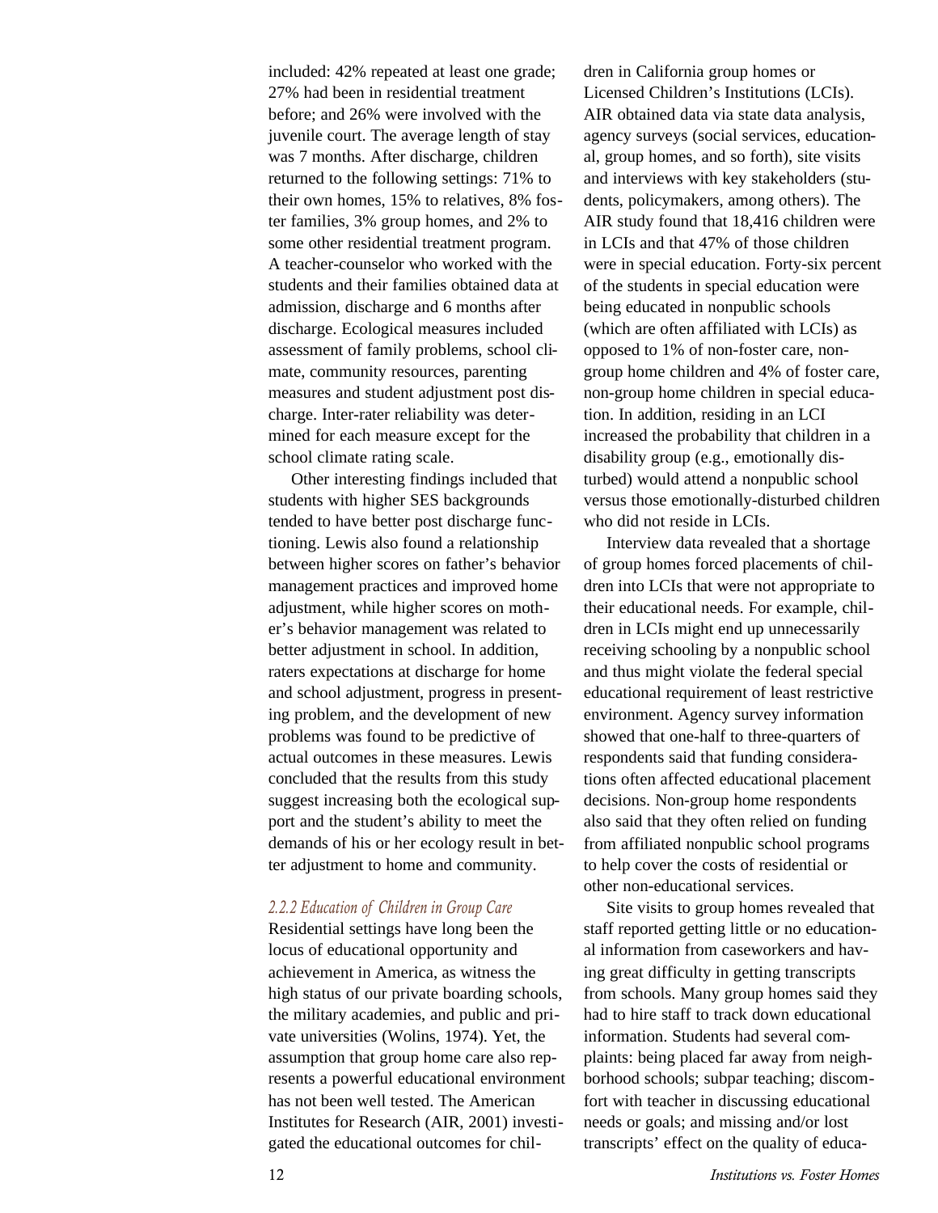included: 42% repeated at least one grade; 27% had been in residential treatment before; and 26% were involved with the juvenile court. The average length of stay was 7 months. After discharge, children returned to the following settings: 71% to their own homes, 15% to relatives, 8% foster families, 3% group homes, and 2% to some other residential treatment program. A teacher-counselor who worked with the students and their families obtained data at admission, discharge and 6 months after discharge. Ecological measures included assessment of family problems, school climate, community resources, parenting measures and student adjustment post discharge. Inter-rater reliability was determined for each measure except for the school climate rating scale.

Other interesting findings included that students with higher SES backgrounds tended to have better post discharge functioning. Lewis also found a relationship between higher scores on father's behavior management practices and improved home adjustment, while higher scores on mother's behavior management was related to better adjustment in school. In addition, raters expectations at discharge for home and school adjustment, progress in presenting problem, and the development of new problems was found to be predictive of actual outcomes in these measures. Lewis concluded that the results from this study suggest increasing both the ecological support and the student's ability to meet the demands of his or her ecology result in better adjustment to home and community.

#### *2.2.2 Education of Children in Group Care*

Residential settings have long been the locus of educational opportunity and achievement in America, as witness the high status of our private boarding schools, the military academies, and public and private universities (Wolins, 1974). Yet, the assumption that group home care also represents a powerful educational environment has not been well tested. The American Institutes for Research (AIR, 2001) investigated the educational outcomes for children in California group homes or Licensed Children's Institutions (LCIs). AIR obtained data via state data analysis, agency surveys (social services, educational, group homes, and so forth), site visits and interviews with key stakeholders (students, policymakers, among others). The AIR study found that 18,416 children were in LCIs and that 47% of those children were in special education. Forty-six percent of the students in special education were being educated in nonpublic schools (which are often affiliated with LCIs) as opposed to 1% of non-foster care, non-group home children and 4% of foster care, non-group home children in special education. In addition, residing in an LCI increased the probability that children in a disability group (e.g., emotionally disturbed) would attend a nonpublic school versus those emotionally-disturbed children who did not reside in LCIs.

Interview data revealed that a shortage of group homes forced placements of children into LCIs that were not appropriate to their educational needs. For example, children in LCIs might end up unnecessarily receiving schooling by a nonpublic school and thus might violate the federal special educational requirement of least restrictive environment. Agency survey information showed that one-half to three-quarters of respondents said that funding considerations often affected educational placement decisions. Non-group home respondents also said that they often relied on funding from affiliated nonpublic school programs to help cover the costs of residential or other non-educational services.

Site visits to group homes revealed that staff reported getting little or no educational information from caseworkers and having great difficulty in getting transcripts from schools. Many group homes said they had to hire staff to track down educational information. Students had several complaints: being placed far away from neighborhood schools; subpar teaching; discomfort with teacher in discussing educational needs or goals; and missing and/or lost transcripts' effect on the quality of educa-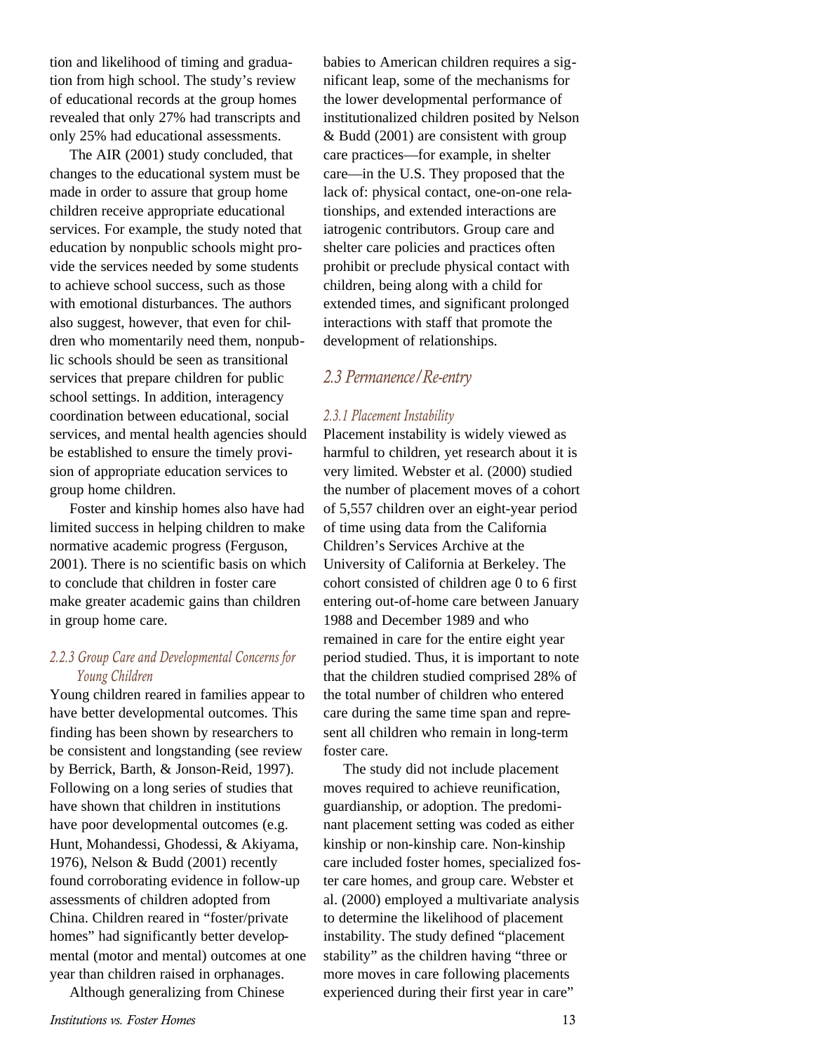tion and likelihood of timing and graduation from high school. The study's review of educational records at the group homes revealed that only 27% had transcripts and only 25% had educational assessments.

The AIR (2001) study concluded, that changes to the educational system must be made in order to assure that group home children receive appropriate educational services. For example, the study noted that education by nonpublic schools might provide the services needed by some students to achieve school success, such as those with emotional disturbances. The authors also suggest, however, that even for children who momentarily need them, nonpublic schools should be seen as transitional services that prepare children for public school settings. In addition, interagency coordination between educational, social services, and mental health agencies should be established to ensure the timely provision of appropriate education services to group home children.

Foster and kinship homes also have had limited success in helping children to make normative academic progress (Ferguson, 2001). There is no scientific basis on which to conclude that children in foster care make greater academic gains than children in group home care.

### *2.2.3 Group Care and Developmental Concerns for Young Children*

Young children reared in families appear to have better developmental outcomes. This finding has been shown by researchers to be consistent and longstanding (see review by Berrick, Barth, & Jonson-Reid, 1997). Following on a long series of studies that have shown that children in institutions have poor developmental outcomes (e.g. Hunt, Mohandessi, Ghodessi, & Akiyama, 1976), Nelson & Budd (2001) recently found corroborating evidence in follow-up assessments of children adopted from China. Children reared in "foster/private homes" had significantly better developmental (motor and mental) outcomes at one year than children raised in orphanages.

Although generalizing from Chinese babies to American children requires a significant leap, some of the mechanisms for the lower developmental performance of institutionalized children posited by Nelson & Budd (2001) are consistent with group care practices—for example, in shelter care—in the U.S. They proposed that the lack of: physical contact, one-on-one relationships, and extended interactions are iatrogenic contributors. Group care and shelter care policies and practices often prohibit or preclude physical contact with children, being along with a child for extended times, and significant prolonged interactions with staff that promote the development of relationships.

## *2.3 Permanence/Re-entry*

### *2.3.1 Placement Instability*

Placement instability is widely viewed as harmful to children, yet research about it is very limited. Webster et al. (2000) studied the number of placement moves of a cohort of 5,557 children over an eight-year period of time using data from the California Children's Services Archive at the University of California at Berkeley. The cohort consisted of children age 0 to 6 first entering out-of-home care between January 1988 and December 1989 and who remained in care for the entire eight year period studied. Thus, it is important to note that the children studied comprised 28% of the total number of children who entered care during the same time span and represent all children who remain in long-term foster care.

The study did not include placement moves required to achieve reunification, guardianship, or adoption. The predominant placement setting was coded as either kinship or non-kinship care. Non-kinship care included foster homes, specialized foster care homes, and group care. Webster et al. (2000) employed a multivariate analysis to determine the likelihood of placement instability. The study defined "placement stability" as the children having "three or more moves in care following placements experienced during their first year in care"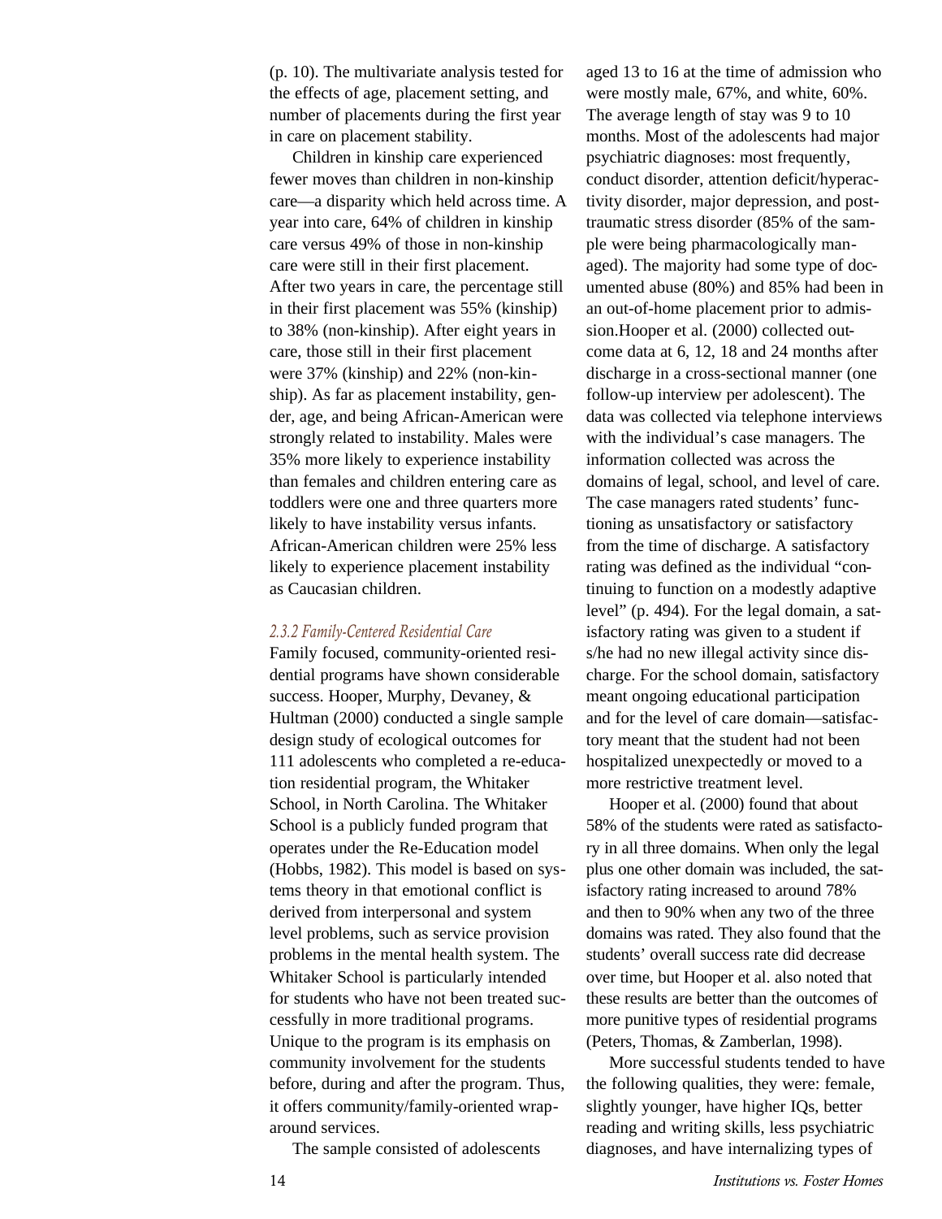(p. 10). The multivariate analysis tested for the effects of age, placement setting, and number of placements during the first year in care on placement stability.

Children in kinship care experienced fewer moves than children in non-kinship care—a disparity which held across time. A year into care, 64% of children in kinship care versus 49% of those in non-kinship care were still in their first placement. After two years in care, the percentage still in their first placement was 55% (kinship) to 38% (non-kinship). After eight years in care, those still in their first placement were 37% (kinship) and 22% (non-kinship). As far as placement instability, gender, age, and being African-American were strongly related to instability. Males were 35% more likely to experience instability than females and children entering care as toddlers were one and three quarters more likely to have instability versus infants. African-American children were 25% less likely to experience placement instability as Caucasian children.

### *2.3.2 Family-Centered Residential Care*

Family focused, community-oriented residential programs have shown considerable success. Hooper, Murphy, Devaney, & Hultman (2000) conducted a single sample design study of ecological outcomes for 111 adolescents who completed a re-education residential program, the Whitaker School, in North Carolina. The Whitaker School is a publicly funded program that operates under the Re-Education model (Hobbs, 1982). This model is based on systems theory in that emotional conflict is derived from interpersonal and system level problems, such as service provision problems in the mental health system. The Whitaker School is particularly intended for students who have not been treated successfully in more traditional programs. Unique to the program is its emphasis on community involvement for the students before, during and after the program. Thus, it offers community/family-oriented wraparound services.

The sample consisted of adolescents aged 13 to 16 at the time of admission who were mostly male, 67%, and white, 60%. The average length of stay was 9 to 10 months. Most of the adolescents had major psychiatric diagnoses: most frequently, conduct disorder, attention deficit/hyperactivity disorder, major depression, and post-traumatic stress disorder (85% of the sample were being pharmacologically managed). The majority had some type of documented abuse (80%) and 85% had been in an out-of-home placement prior to admission.Hooper et al. (2000) collected outcome data at 6, 12, 18 and 24 months after discharge in a cross-sectional manner (one follow-up interview per adolescent). The data was collected via telephone interviews with the individual's case managers. The information collected was across the domains of legal, school, and level of care. The case managers rated students' functioning as unsatisfactory or satisfactory from the time of discharge. A satisfactory rating was defined as the individual "continuing to function on a modestly adaptive level" (p. 494). For the legal domain, a satisfactory rating was given to a student if s/he had no new illegal activity since discharge. For the school domain, satisfactory meant ongoing educational participation and for the level of care domain—satisfactory meant that the student had not been hospitalized unexpectedly or moved to a more restrictive treatment level.

Hooper et al. (2000) found that about 58% of the students were rated as satisfactory in all three domains. When only the legal plus one other domain was included, the satisfactory rating increased to around 78% and then to 90% when any two of the three domains was rated. They also found that the students' overall success rate did decrease over time, but Hooper et al. also noted that these results are better than the outcomes of more punitive types of residential programs (Peters, Thomas, & Zamberlan, 1998).

More successful students tended to have the following qualities, they were: female, slightly younger, have higher IQs, better reading and writing skills, less psychiatric diagnoses, and have internalizing types of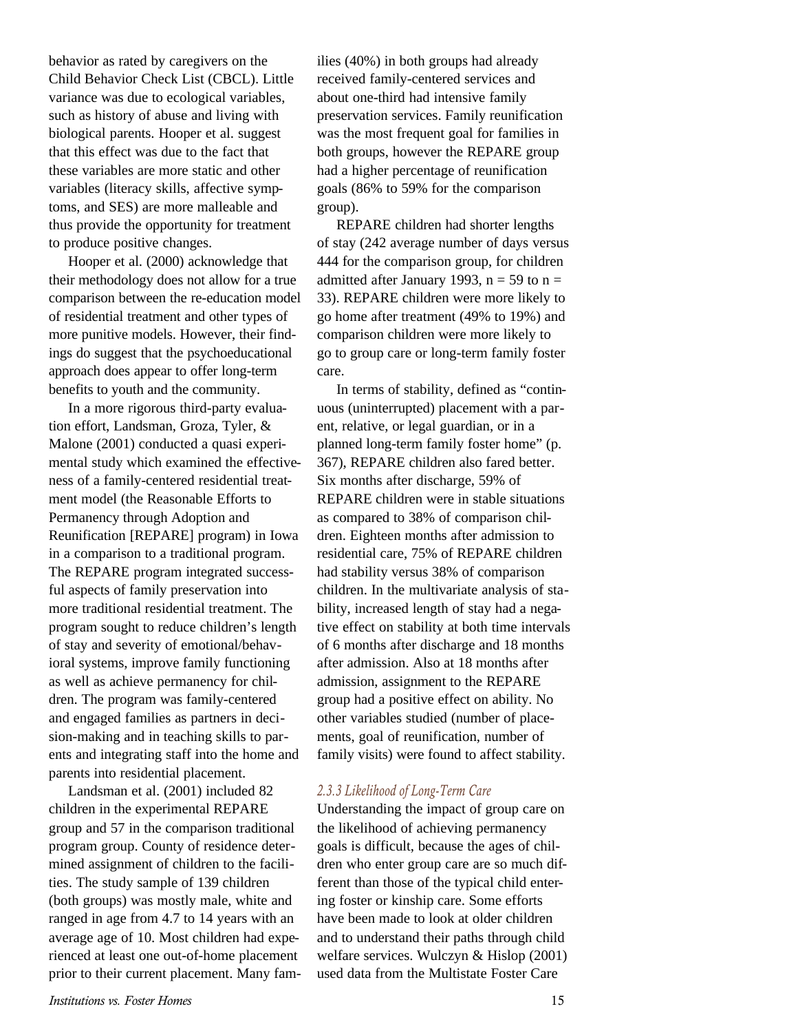behavior as rated by caregivers on the Child Behavior Check List (CBCL). Little variance was due to ecological variables, such as history of abuse and living with biological parents. Hooper et al. suggest that this effect was due to the fact that these variables are more static and other variables (literacy skills, affective symptoms, and SES) are more malleable and thus provide the opportunity for treatment to produce positive changes.

Hooper et al. (2000) acknowledge that their methodology does not allow for a true comparison between the re-education model of residential treatment and other types of more punitive models. However, their findings do suggest that the psychoeducational approach does appear to offer long-term benefits to youth and the community.

In a more rigorous third-party evaluation effort, Landsman, Groza, Tyler, & Malone (2001) conducted a quasi experimental study which examined the effectiveness of a family-centered residential treatment model (the Reasonable Efforts to Permanency through Adoption and Reunification [REPARE] program) in Iowa in a comparison to a traditional program. The REPARE program integrated successful aspects of family preservation into more traditional residential treatment. The program sought to reduce children's length of stay and severity of emotional/behavioral systems, improve family functioning as well as achieve permanency for children. The program was family-centered and engaged families as partners in decision-making and in teaching skills to parents and integrating staff into the home and parents into residential placement.

Landsman et al. (2001) included 82 children in the experimental REPARE group and 57 in the comparison traditional program group. County of residence determined assignment of children to the facilities. The study sample of 139 children (both groups) was mostly male, white and ranged in age from 4.7 to 14 years with an average age of 10. Most children had experienced at least one out-of-home placement prior to their current placement. Many families (40%) in both groups had already received family-centered services and about one-third had intensive family preservation services. Family reunification was the most frequent goal for families in both groups, however the REPARE group had a higher percentage of reunification goals (86% to 59% for the comparison group).

REPARE children had shorter lengths of stay (242 average number of days versus 444 for the comparison group, for children admitted after January 1993, n = 59 to n = 33). REPARE children were more likely to go home after treatment (49% to 19%) and comparison children were more likely to go to group care or long-term family foster care.

In terms of stability, defined as "continuous (uninterrupted) placement with a parent, relative, or legal guardian, or in a planned long-term family foster home" (p. 367), REPARE children also fared better. Six months after discharge, 59% of REPARE children were in stable situations as compared to 38% of comparison children. Eighteen months after admission to residential care, 75% of REPARE children had stability versus 38% of comparison children. In the multivariate analysis of stability, increased length of stay had a negative effect on stability at both time intervals of 6 months after discharge and 18 months after admission. Also at 18 months after admission, assignment to the REPARE group had a positive effect on ability. No other variables studied (number of placements, goal of reunification, number of family visits) were found to affect stability.

#### *2.3.3 Likelihood of Long-Term Care*

Understanding the impact of group care on the likelihood of achieving permanency goals is difficult, because the ages of children who enter group care are so much different than those of the typical child entering foster or kinship care. Some efforts have been made to look at older children and to understand their paths through child welfare services. Wulczyn & Hislop (2001) used data from the Multistate Foster Care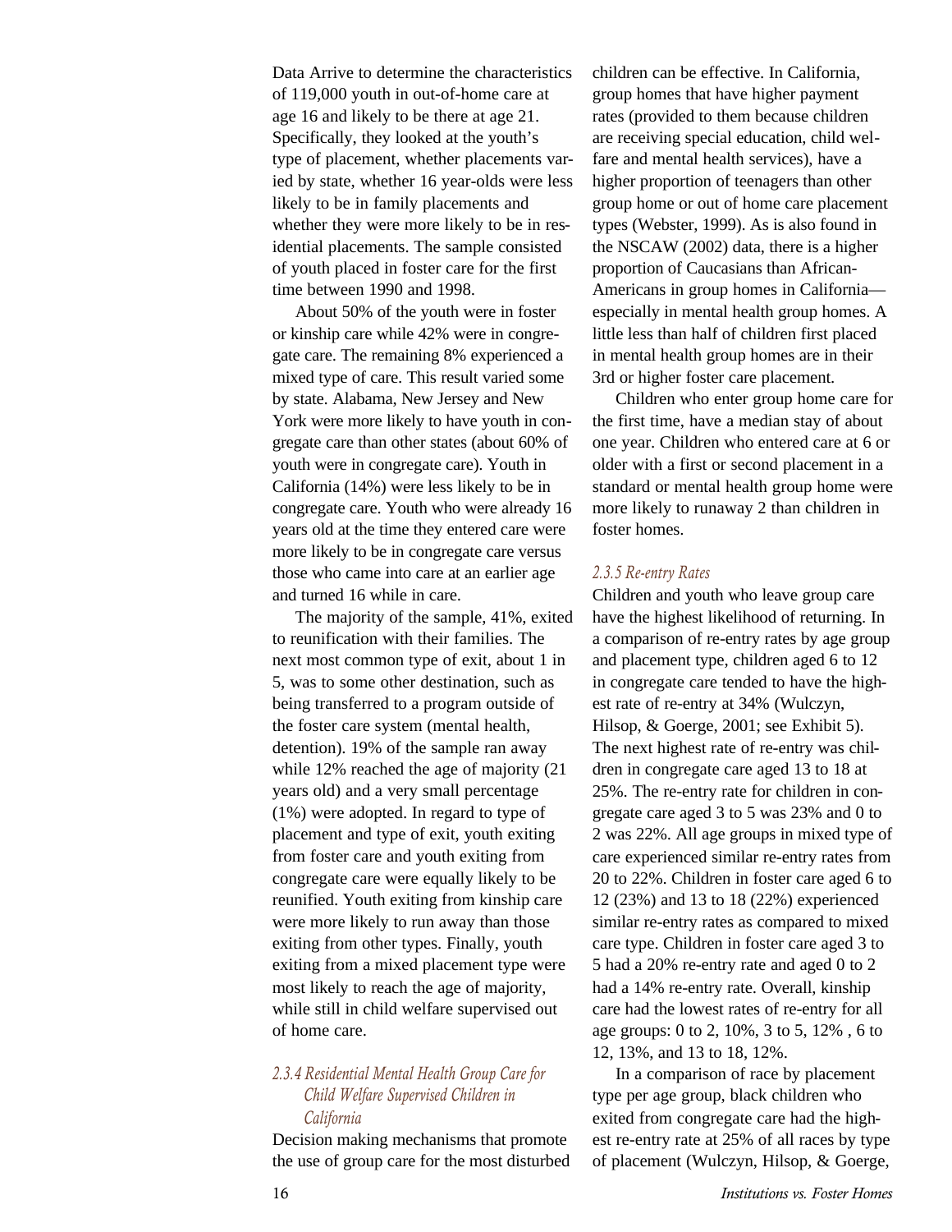Data Arrive to determine the characteristics of 119,000 youth in out-of-home care at age 16 and likely to be there at age 21. Specifically, they looked at the youth's type of placement, whether placements varied by state, whether 16 year-olds were less likely to be in family placements and whether they were more likely to be in residential placements. The sample consisted of youth placed in foster care for the first time between 1990 and 1998.

About 50% of the youth were in foster or kinship care while 42% were in congregate care. The remaining 8% experienced a mixed type of care. This result varied some by state. Alabama, New Jersey and New York were more likely to have youth in congregate care than other states (about 60% of youth were in congregate care). Youth in California (14%) were less likely to be in congregate care. Youth who were already 16 years old at the time they entered care were more likely to be in congregate care versus those who came into care at an earlier age and turned 16 while in care.

The majority of the sample, 41%, exited to reunification with their families. The next most common type of exit, about 1 in 5, was to some other destination, such as being transferred to a program outside of the foster care system (mental health, detention). 19% of the sample ran away while 12% reached the age of majority (21 years old) and a very small percentage (1%) were adopted. In regard to type of placement and type of exit, youth exiting from foster care and youth exiting from congregate care were equally likely to be reunified. Youth exiting from kinship care were more likely to run away than those exiting from other types. Finally, youth exiting from a mixed placement type were most likely to reach the age of majority, while still in child welfare supervised out of home care.

### *2.3.4 Residential Mental Health Group Care for Child Welfare Supervised Children in California*

Decision making mechanisms that promote the use of group care for the most disturbed children can be effective. In California, group homes that have higher payment rates (provided to them because children are receiving special education, child welfare and mental health services), have a higher proportion of teenagers than other group home or out of home care placement types (Webster, 1999). As is also found in the NSCAW (2002) data, there is a higher proportion of Caucasians than African-Americans in group homes in California—especially in mental health group homes. A little less than half of children first placed in mental health group homes are in their 3rd or higher foster care placement.

Children who enter group home care for the first time, have a median stay of about one year. Children who entered care at 6 or older with a first or second placement in a standard or mental health group home were more likely to runaway 2 than children in foster homes.

### *2.3.5 Re-entry Rates*

Children and youth who leave group care have the highest likelihood of returning. In a comparison of re-entry rates by age group and placement type, children aged 6 to 12 in congregate care tended to have the highest rate of re-entry at 34% (Wulczyn, Hilsop, & Goerge, 2001; see Exhibit 5). The next highest rate of re-entry was children in congregate care aged 13 to 18 at 25%. The re-entry rate for children in congregate care aged 3 to 5 was 23% and 0 to 2 was 22%. All age groups in mixed type of care experienced similar re-entry rates from 20 to 22%. Children in foster care aged 6 to 12 (23%) and 13 to 18 (22%) experienced similar re-entry rates as compared to mixed care type. Children in foster care aged 3 to 5 had a 20% re-entry rate and aged 0 to 2 had a 14% re-entry rate. Overall, kinship care had the lowest rates of re-entry for all age groups: 0 to 2, 10%, 3 to 5, 12% , 6 to 12, 13%, and 13 to 18, 12%.

In a comparison of race by placement type per age group, black children who exited from congregate care had the highest re-entry rate at 25% of all races by type of placement (Wulczyn, Hilsop, & Goerge,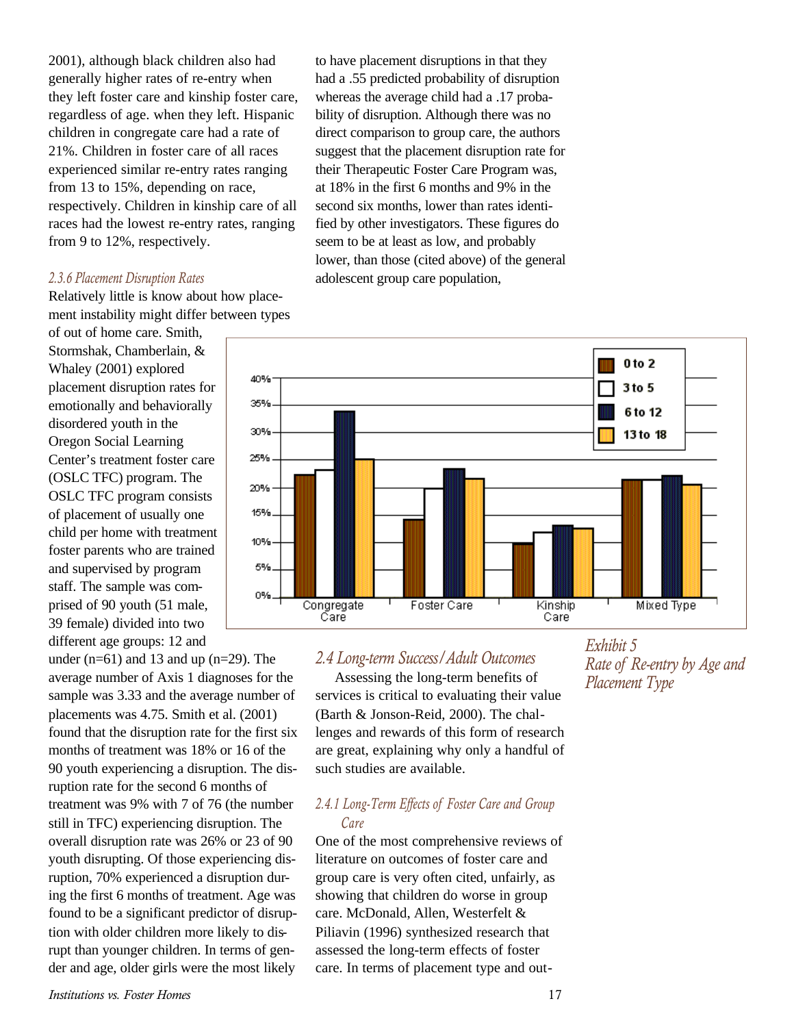2001), although black children also had generally higher rates of re-entry when they left foster care and kinship foster care, regardless of age. when they left. Hispanic children in congregate care had a rate of 21%. Children in foster care of all races experienced similar re-entry rates ranging from 13 to 15%, depending on race, respectively. Children in kinship care of all races had the lowest re-entry rates, ranging from 9 to 12%, respectively.

### *2.3.6 Placement Disruption Rates*

Relatively little is know about how placement instability might differ between types of out of home care. Smith, Stormshak, Chamberlain, & Whaley (2001) explored placement disruption rates for emotionally and behaviorally disordered youth in the Oregon Social Learning Center's treatment foster care (OSLC TFC) program. The OSLC TFC program consists of placement of usually one child per home with treatment foster parents who are trained and supervised by program staff. The sample was comprised of 90 youth (51 male, 39 female) divided into two different age groups: 12 and under (n=61) and 13 and up (n=29). The average number of Axis 1 diagnoses for the sample was 3.33 and the average number of placements was 4.75. Smith et al. (2001) found that the disruption rate for the first six months of treatment was 18% or 16 of the 90 youth experiencing a disruption. The disruption rate for the second 6 months of treatment was 9% with 7 of 76 (the number still in TFC) experiencing disruption. The overall disruption rate was 26% or 23 of 90 youth disrupting. Of those experiencing disruption, 70% experienced a disruption during the first 6 months of treatment. Age was found to be a significant predictor of disruption with older children more likely to disrupt than younger children. In terms of gender and age, older girls were the most likely to have placement disruptions in that they had a .55 predicted probability of disruption whereas the average child had a .17 probability of disruption. Although there was no direct comparison to group care, the authors suggest that the placement disruption rate for their Therapeutic Foster Care Program was, at 18% in the first 6 months and 9% in the second six months, lower than rates identified by other investigators. These figures do seem to be at least as low, and probably lower, than those (cited above) of the general adolescent group care population,

*Exhibit 5*
*Rate of Re-entry by Age and Placement Type*

## *2.4 Long-term Success/Adult Outcomes*

Assessing the long-term benefits of services is critical to evaluating their value (Barth & Jonson-Reid, 2000). The challenges and rewards of this form of research are great, explaining why only a handful of such studies are available.

### *2.4.1 Long-Term Effects of Foster Care and Group Care*

One of the most comprehensive reviews of literature on outcomes of foster care and group care is very often cited, unfairly, as showing that children do worse in group care. McDonald, Allen, Westerfelt & Piliavin (1996) synthesized research that assessed the long-term effects of foster care. In terms of placement type and out-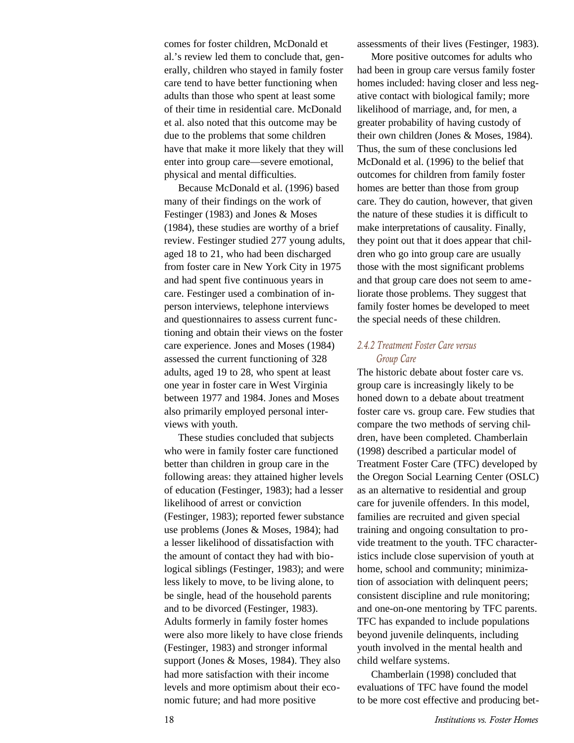comes for foster children, McDonald et al.'s review led them to conclude that, generally, children who stayed in family foster care tend to have better functioning when adults than those who spent at least some of their time in residential care. McDonald et al. also noted that this outcome may be due to the problems that some children have that make it more likely that they will enter into group care—severe emotional, physical and mental difficulties.

Because McDonald et al. (1996) based many of their findings on the work of Festinger (1983) and Jones & Moses (1984), these studies are worthy of a brief review. Festinger studied 277 young adults, aged 18 to 21, who had been discharged from foster care in New York City in 1975 and had spent five continuous years in care. Festinger used a combination of in-person interviews, telephone interviews and questionnaires to assess current functioning and obtain their views on the foster care experience. Jones and Moses (1984) assessed the current functioning of 328 adults, aged 19 to 28, who spent at least one year in foster care in West Virginia between 1977 and 1984. Jones and Moses also primarily employed personal interviews with youth.

These studies concluded that subjects who were in family foster care functioned better than children in group care in the following areas: they attained higher levels of education (Festinger, 1983); had a lesser likelihood of arrest or conviction (Festinger, 1983); reported fewer substance use problems (Jones & Moses, 1984); had a lesser likelihood of dissatisfaction with the amount of contact they had with biological siblings (Festinger, 1983); and were less likely to move, to be living alone, to be single, head of the household parents and to be divorced (Festinger, 1983). Adults formerly in family foster homes were also more likely to have close friends (Festinger, 1983) and stronger informal support (Jones & Moses, 1984). They also had more satisfaction with their income levels and more optimism about their economic future; and had more positive assessments of their lives (Festinger, 1983).

More positive outcomes for adults who had been in group care versus family foster homes included: having closer and less negative contact with biological family; more likelihood of marriage, and, for men, a greater probability of having custody of their own children (Jones & Moses, 1984). Thus, the sum of these conclusions led McDonald et al. (1996) to the belief that outcomes for children from family foster homes are better than those from group care. They do caution, however, that given the nature of these studies it is difficult to make interpretations of causality. Finally, they point out that it does appear that children who go into group care are usually those with the most significant problems and that group care does not seem to ameliorate those problems. They suggest that family foster homes be developed to meet the special needs of these children.

### *2.4.2 Treatment Foster Care versus Group Care*

The historic debate about foster care vs. group care is increasingly likely to be honed down to a debate about treatment foster care vs. group care. Few studies that compare the two methods of serving children, have been completed. Chamberlain (1998) described a particular model of Treatment Foster Care (TFC) developed by the Oregon Social Learning Center (OSLC) as an alternative to residential and group care for juvenile offenders. In this model, families are recruited and given special training and ongoing consultation to provide treatment to the youth. TFC characteristics include close supervision of youth at home, school and community; minimization of association with delinquent peers; consistent discipline and rule monitoring; and one-on-one mentoring by TFC parents. TFC has expanded to include populations beyond juvenile delinquents, including youth involved in the mental health and child welfare systems.

Chamberlain (1998) concluded that evaluations of TFC have found the model to be more cost effective and producing bet-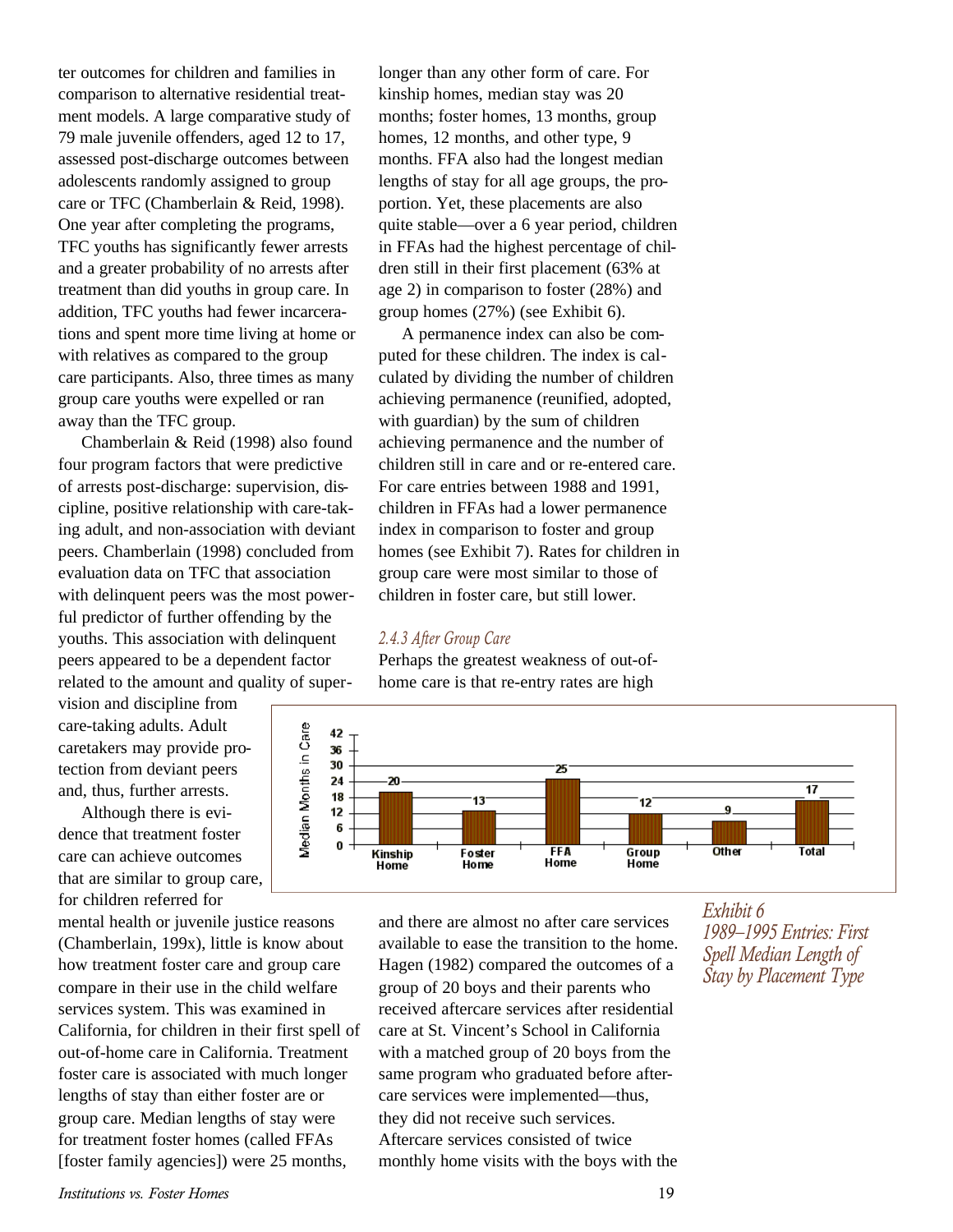ter outcomes for children and families in comparison to alternative residential treatment models. A large comparative study of 79 male juvenile offenders, aged 12 to 17, assessed post-discharge outcomes between adolescents randomly assigned to group care or TFC (Chamberlain & Reid, 1998). One year after completing the programs, TFC youths has significantly fewer arrests and a greater probability of no arrests after treatment than did youths in group care. In addition, TFC youths had fewer incarcerations and spent more time living at home or with relatives as compared to the group care participants. Also, three times as many group care youths were expelled or ran away than the TFC group.

Chamberlain & Reid (1998) also found four program factors that were predictive of arrests post-discharge: supervision, discipline, positive relationship with care-taking adult, and non-association with deviant peers. Chamberlain (1998) concluded from evaluation data on TFC that association with delinquent peers was the most powerful predictor of further offending by the youths. This association with delinquent peers appeared to be a dependent factor related to the amount and quality of supervision and discipline from care-taking adults. Adult caretakers may provide protection from deviant peers and, thus, further arrests.

Although there is evidence that treatment foster care can achieve outcomes that are similar to group care, for children referred for mental health or juvenile justice reasons (Chamberlain, 199x), little is know about how treatment foster care and group care compare in their use in the child welfare services system. This was examined in California, for children in their first spell of out-of-home care in California. Treatment foster care is associated with much longer lengths of stay than either foster are or group care. Median lengths of stay were for treatment foster homes (called FFAs [foster family agencies]) were 25 months, longer than any other form of care. For kinship homes, median stay was 20 months; foster homes, 13 months, group homes, 12 months, and other type, 9 months. FFA also had the longest median lengths of stay for all age groups, the proportion. Yet, these placements are also quite stable—over a 6 year period, children in FFAs had the highest percentage of children still in their first placement (63% at age 2) in comparison to foster (28%) and group homes (27%) (see Exhibit 6).

A permanence index can also be computed for these children. The index is calculated by dividing the number of children achieving permanence (reunified, adopted, with guardian) by the sum of children achieving permanence and the number of children still in care and or re-entered care. For care entries between 1988 and 1991, children in FFAs had a lower permanence index in comparison to foster and group homes (see Exhibit 7). Rates for children in group care were most similar to those of children in foster care, but still lower.

### *2.4.3 After Group Care*

Perhaps the greatest weakness of out-of-home care is that re-entry rates are high and there are almost no after care services available to ease the transition to the home. Hagen (1982) compared the outcomes of a group of 20 boys and their parents who received aftercare services after residential care at St. Vincent's School in California with a matched group of 20 boys from the same program who graduated before aftercare services were implemented—thus, they did not receive such services. Aftercare services consisted of twice monthly home visits with the boys with the

| Placement Type | Median Months in Care |
|---|---|
| Kinship Home | 20 |
| Foster Home | 13 |
| FFA Home | 25 |
| Group Home | 12 |
| Other | 9 |
| Total | 17 |

*Exhibit 6*
*1989–1995 Entries: First Spell Median Length of Stay by Placement Type*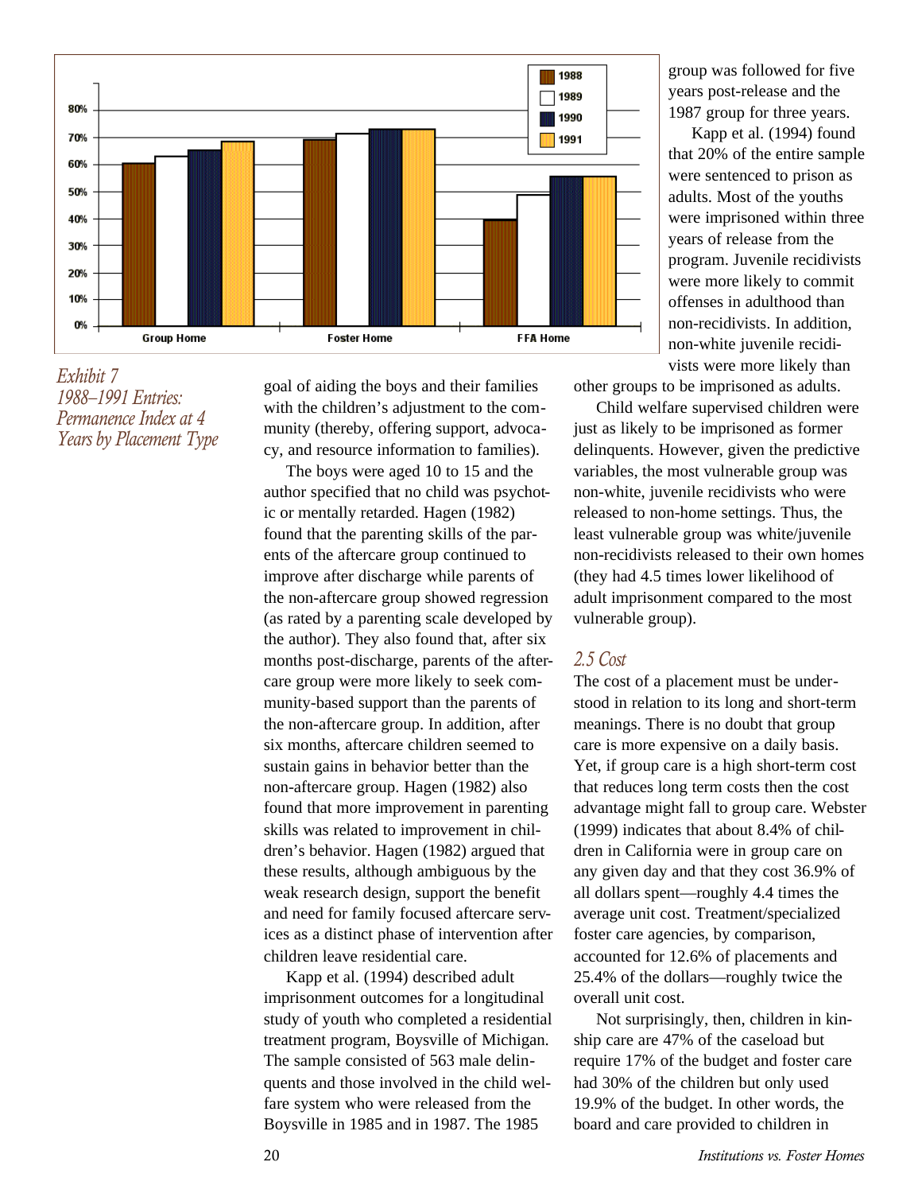*Exhibit 7*
*1988–1991 Entries: Permanence Index at 4 Years by Placement Type*

goal of aiding the boys and their families with the children's adjustment to the community (thereby, offering support, advocacy, and resource information to families).

The boys were aged 10 to 15 and the author specified that no child was psychotic or mentally retarded. Hagen (1982) found that the parenting skills of the parents of the aftercare group continued to improve after discharge while parents of the non-aftercare group showed regression (as rated by a parenting scale developed by the author). They also found that, after six months post-discharge, parents of the aftercare group were more likely to seek community-based support than the parents of the non-aftercare group. In addition, after six months, aftercare children seemed to sustain gains in behavior better than the non-aftercare group. Hagen (1982) also found that more improvement in parenting skills was related to improvement in children's behavior. Hagen (1982) argued that these results, although ambiguous by the weak research design, support the benefit and need for family focused aftercare services as a distinct phase of intervention after children leave residential care.

Kapp et al. (1994) described adult imprisonment outcomes for a longitudinal study of youth who completed a residential treatment program, Boysville of Michigan. The sample consisted of 563 male delinquents and those involved in the child welfare system who were released from the Boysville in 1985 and in 1987. The 1985 group was followed for five years post-release and the 1987 group for three years.

Kapp et al. (1994) found that 20% of the entire sample were sentenced to prison as adults. Most of the youths were imprisoned within three years of release from the program. Juvenile recidivists were more likely to commit offenses in adulthood than non-recidivists. In addition, non-white juvenile recidivists were more likely than other groups to be imprisoned as adults.

Child welfare supervised children were just as likely to be imprisoned as former delinquents. However, given the predictive variables, the most vulnerable group was non-white, juvenile recidivists who were released to non-home settings. Thus, the least vulnerable group was white/juvenile non-recidivists released to their own homes (they had 4.5 times lower likelihood of adult imprisonment compared to the most vulnerable group).

### *2.5 Cost*

The cost of a placement must be understood in relation to its long and short-term meanings. There is no doubt that group care is more expensive on a daily basis. Yet, if group care is a high short-term cost that reduces long term costs then the cost advantage might fall to group care. Webster (1999) indicates that about 8.4% of children in California were in group care on any given day and that they cost 36.9% of all dollars spent—roughly 4.4 times the average unit cost. Treatment/specialized foster care agencies, by comparison, accounted for 12.6% of placements and 25.4% of the dollars—roughly twice the overall unit cost.

Not surprisingly, then, children in kinship care are 47% of the caseload but require 17% of the budget and foster care had 30% of the children but only used 19.9% of the budget. In other words, the board and care provided to children in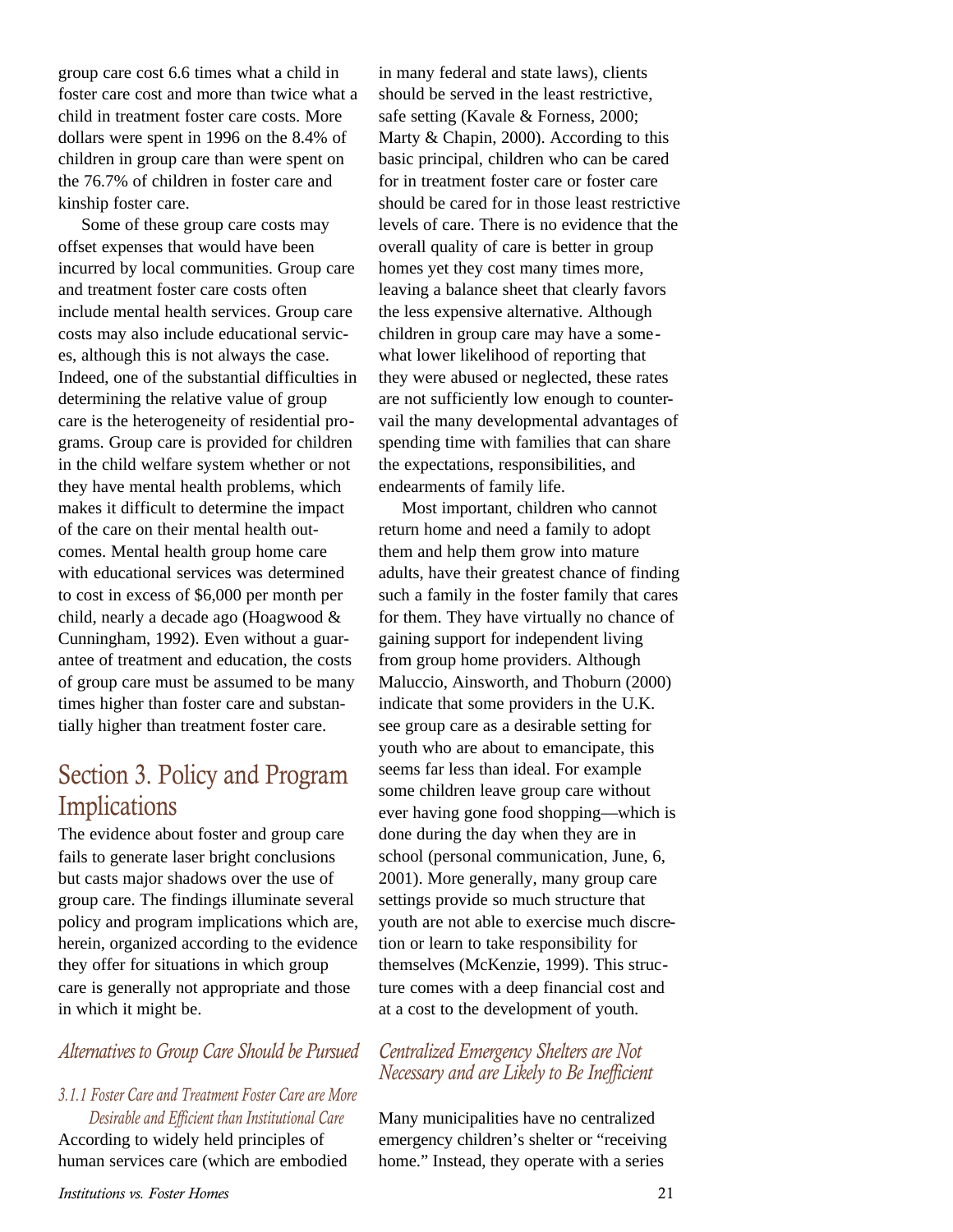group care cost 6.6 times what a child in foster care cost and more than twice what a child in treatment foster care costs. More dollars were spent in 1996 on the 8.4% of children in group care than were spent on the 76.7% of children in foster care and kinship foster care.

Some of these group care costs may offset expenses that would have been incurred by local communities. Group care and treatment foster care costs often include mental health services. Group care costs may also include educational services, although this is not always the case. Indeed, one of the substantial difficulties in determining the relative value of group care is the heterogeneity of residential programs. Group care is provided for children in the child welfare system whether or not they have mental health problems, which makes it difficult to determine the impact of the care on their mental health outcomes. Mental health group home care with educational services was determined to cost in excess of $6,000 per month per child, nearly a decade ago (Hoagwood & Cunningham, 1992). Even without a guarantee of treatment and education, the costs of group care must be assumed to be many times higher than foster care and substantially higher than treatment foster care.

## Section 3. Policy and Program Implications

The evidence about foster and group care fails to generate laser bright conclusions but casts major shadows over the use of group care. The findings illuminate several policy and program implications which are, herein, organized according to the evidence they offer for situations in which group care is generally not appropriate and those in which it might be.

### *Alternatives to Group Care Should be Pursued*

#### *3.1.1 Foster Care and Treatment Foster Care are More Desirable and Efficient than Institutional Care*

According to widely held principles of human services care (which are embodied in many federal and state laws), clients should be served in the least restrictive, safe setting (Kavale & Forness, 2000; Marty & Chapin, 2000). According to this basic principal, children who can be cared for in treatment foster care or foster care should be cared for in those least restrictive levels of care. There is no evidence that the overall quality of care is better in group homes yet they cost many times more, leaving a balance sheet that clearly favors the less expensive alternative. Although children in group care may have a somewhat lower likelihood of reporting that they were abused or neglected, these rates are not sufficiently low enough to countervail the many developmental advantages of spending time with families that can share the expectations, responsibilities, and endearments of family life.

Most important, children who cannot return home and need a family to adopt them and help them grow into mature adults, have their greatest chance of finding such a family in the foster family that cares for them. They have virtually no chance of gaining support for independent living from group home providers. Although Maluccio, Ainsworth, and Thoburn (2000) indicate that some providers in the U.K. see group care as a desirable setting for youth who are about to emancipate, this seems far less than ideal. For example some children leave group care without ever having gone food shopping—which is done during the day when they are in school (personal communication, June, 6, 2001). More generally, many group care settings provide so much structure that youth are not able to exercise much discretion or learn to take responsibility for themselves (McKenzie, 1999). This structure comes with a deep financial cost and at a cost to the development of youth.

### *Centralized Emergency Shelters are Not Necessary and are Likely to Be Inefficient*

Many municipalities have no centralized emergency children's shelter or "receiving home." Instead, they operate with a series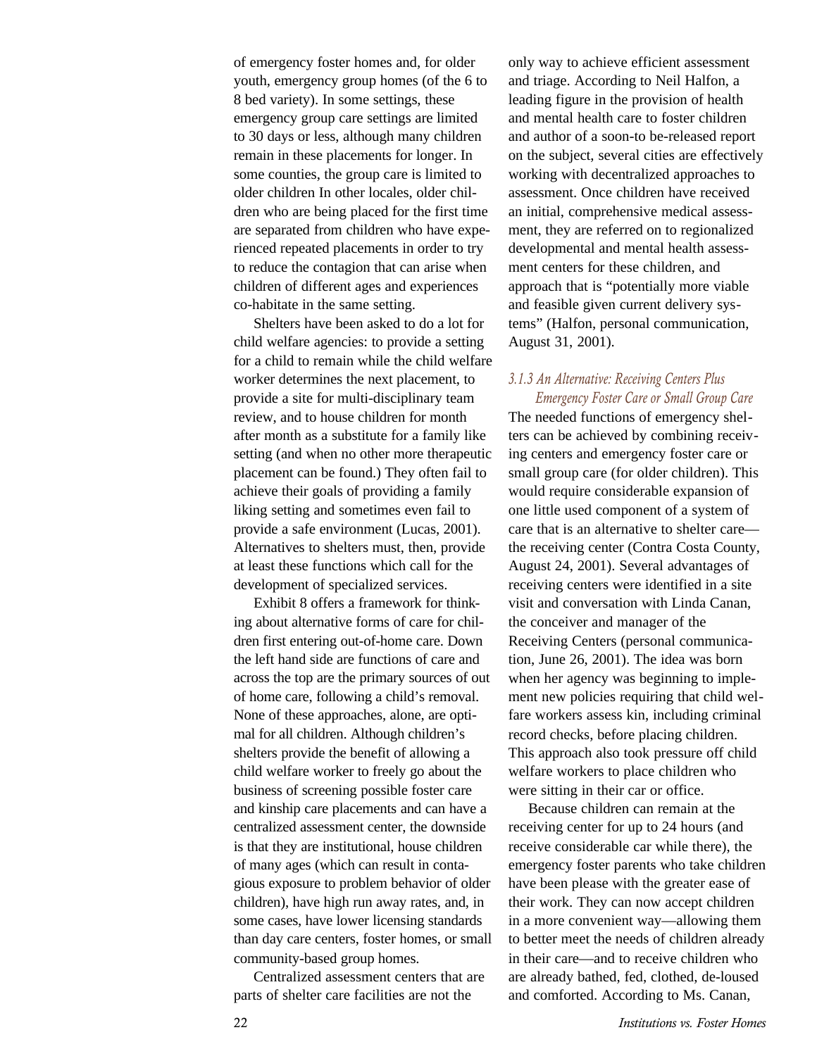of emergency foster homes and, for older youth, emergency group homes (of the 6 to 8 bed variety). In some settings, these emergency group care settings are limited to 30 days or less, although many children remain in these placements for longer. In some counties, the group care is limited to older children In other locales, older children who are being placed for the first time are separated from children who have experienced repeated placements in order to try to reduce the contagion that can arise when children of different ages and experiences co-habitate in the same setting.

Shelters have been asked to do a lot for child welfare agencies: to provide a setting for a child to remain while the child welfare worker determines the next placement, to provide a site for multi-disciplinary team review, and to house children for month after month as a substitute for a family like setting (and when no other more therapeutic placement can be found.) They often fail to achieve their goals of providing a family liking setting and sometimes even fail to provide a safe environment (Lucas, 2001). Alternatives to shelters must, then, provide at least these functions which call for the development of specialized services.

Exhibit 8 offers a framework for thinking about alternative forms of care for children first entering out-of-home care. Down the left hand side are functions of care and across the top are the primary sources of out of home care, following a child's removal. None of these approaches, alone, are optimal for all children. Although children's shelters provide the benefit of allowing a child welfare worker to freely go about the business of screening possible foster care and kinship care placements and can have a centralized assessment center, the downside is that they are institutional, house children of many ages (which can result in contagious exposure to problem behavior of older children), have high run away rates, and, in some cases, have lower licensing standards than day care centers, foster homes, or small community-based group homes.

Centralized assessment centers that are parts of shelter care facilities are not the only way to achieve efficient assessment and triage. According to Neil Halfon, a leading figure in the provision of health and mental health care to foster children and author of a soon-to be-released report on the subject, several cities are effectively working with decentralized approaches to assessment. Once children have received an initial, comprehensive medical assessment, they are referred on to regionalized developmental and mental health assessment centers for these children, and approach that is "potentially more viable and feasible given current delivery systems" (Halfon, personal communication, August 31, 2001).

### *3.1.3 An Alternative: Receiving Centers Plus Emergency Foster Care or Small Group Care*

The needed functions of emergency shelters can be achieved by combining receiving centers and emergency foster care or small group care (for older children). This would require considerable expansion of one little used component of a system of care that is an alternative to shelter care—the receiving center (Contra Costa County, August 24, 2001). Several advantages of receiving centers were identified in a site visit and conversation with Linda Canan, the conceiver and manager of the Receiving Centers (personal communication, June 26, 2001). The idea was born when her agency was beginning to implement new policies requiring that child welfare workers assess kin, including criminal record checks, before placing children. This approach also took pressure off child welfare workers to place children who were sitting in their car or office.

Because children can remain at the receiving center for up to 24 hours (and receive considerable car while there), the emergency foster parents who take children have been please with the greater ease of their work. They can now accept children in a more convenient way—allowing them to better meet the needs of children already in their care—and to receive children who are already bathed, fed, clothed, de-loused and comforted. According to Ms. Canan,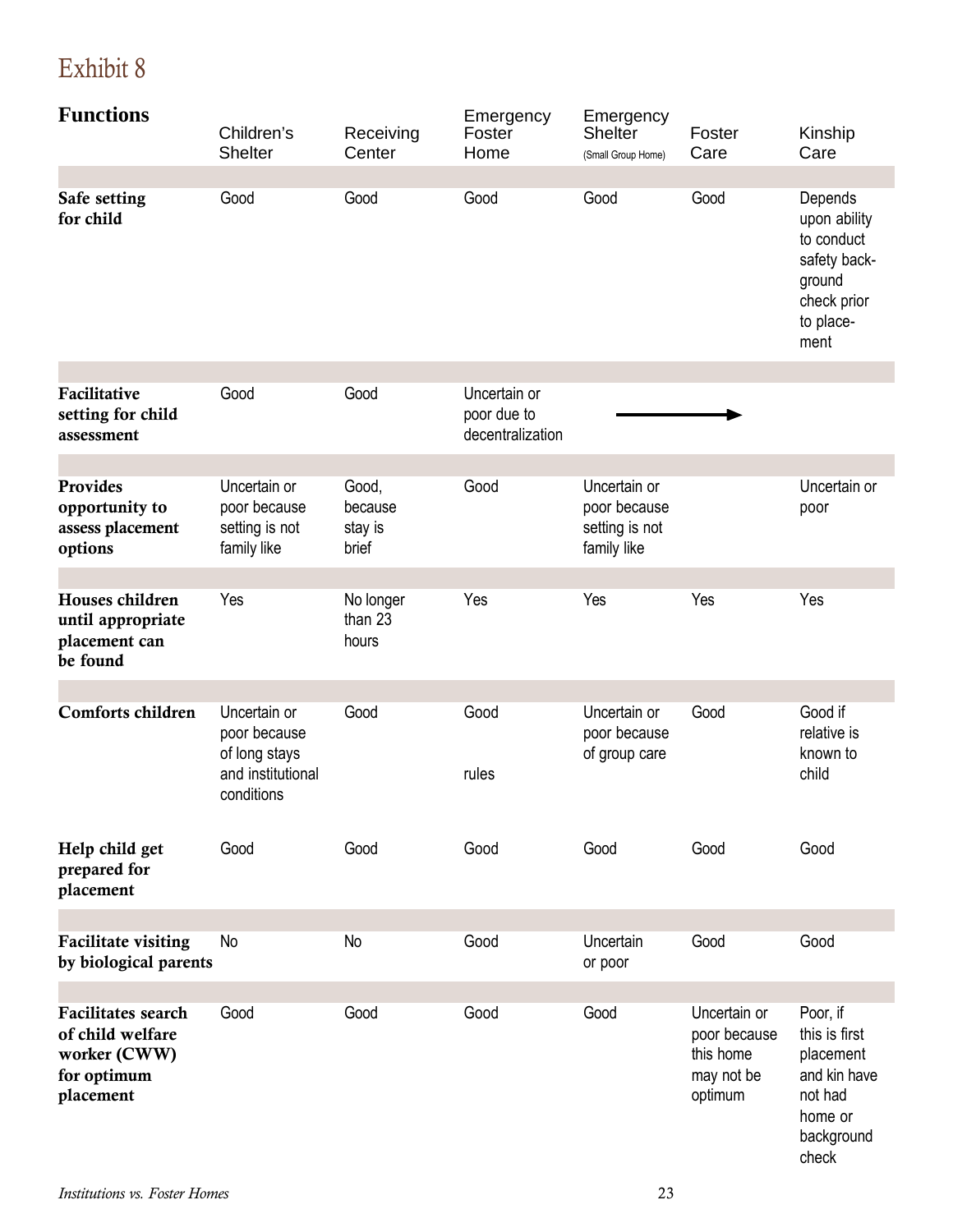# Exhibit 8

| Functions | Children's Shelter | Receiving Center | Emergency Foster Home | Emergency Shelter (Small Group Home) | Foster Care | Kinship Care |
|---|---|---|---|---|---|---|
| **Safe setting for child** | Good | Good | Good | Good | Good | Depends upon ability to conduct safety background check prior to placement |
| **Facilitative setting for child assessment** | Good | Good | Uncertain or poor due to decentralization | → | | |
| **Provides opportunity to assess placement options** | Uncertain or poor because setting is not family like | Good, because stay is brief | Good | Uncertain or poor because setting is not family like | | Uncertain or poor |
| **Houses children until appropriate placement can be found** | Yes | No longer than 23 hours | Yes | Yes | Yes | Yes |
| **Comforts children** | Uncertain or poor because of long stays and institutional conditions | Good | Good rules | Uncertain or poor because of group care | Good | Good if relative is known to child |
| **Help child get prepared for placement** | Good | Good | Good | Good | Good | Good |
| **Facilitate visiting by biological parents** | No | No | Good | Uncertain or poor | Good | Good |
| **Facilitates search of child welfare worker (CWW) for optimum placement** | Good | Good | Good | Good | Uncertain or poor because this home may not be optimum | Poor, if this is first placement and kin have not had home or background check |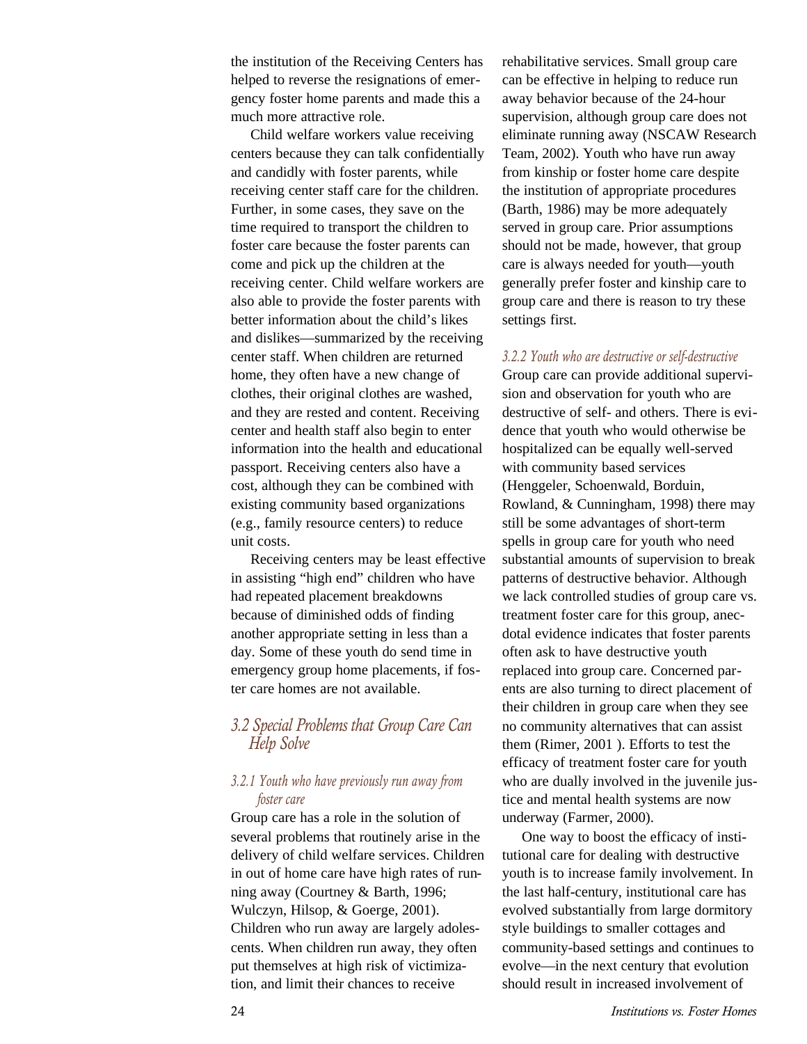the institution of the Receiving Centers has helped to reverse the resignations of emergency foster home parents and made this a much more attractive role.

Child welfare workers value receiving centers because they can talk confidentially and candidly with foster parents, while receiving center staff care for the children. Further, in some cases, they save on the time required to transport the children to foster care because the foster parents can come and pick up the children at the receiving center. Child welfare workers are also able to provide the foster parents with better information about the child's likes and dislikes—summarized by the receiving center staff. When children are returned home, they often have a new change of clothes, their original clothes are washed, and they are rested and content. Receiving center and health staff also begin to enter information into the health and educational passport. Receiving centers also have a cost, although they can be combined with existing community based organizations (e.g., family resource centers) to reduce unit costs.

Receiving centers may be least effective in assisting "high end" children who have had repeated placement breakdowns because of diminished odds of finding another appropriate setting in less than a day. Some of these youth do send time in emergency group home placements, if foster care homes are not available.

## 3.2 Special Problems that Group Care Can Help Solve

### *3.2.1 Youth who have previously run away from foster care*

Group care has a role in the solution of several problems that routinely arise in the delivery of child welfare services. Children in out of home care have high rates of running away (Courtney & Barth, 1996; Wulczyn, Hilsop, & Goerge, 2001). Children who run away are largely adolescents. When children run away, they often put themselves at high risk of victimization, and limit their chances to receive rehabilitative services. Small group care can be effective in helping to reduce run away behavior because of the 24-hour supervision, although group care does not eliminate running away (NSCAW Research Team, 2002). Youth who have run away from kinship or foster home care despite the institution of appropriate procedures (Barth, 1986) may be more adequately served in group care. Prior assumptions should not be made, however, that group care is always needed for youth—youth generally prefer foster and kinship care to group care and there is reason to try these settings first.

### *3.2.2 Youth who are destructive or self-destructive*

Group care can provide additional supervision and observation for youth who are destructive of self- and others. There is evidence that youth who would otherwise be hospitalized can be equally well-served with community based services (Henggeler, Schoenwald, Borduin, Rowland, & Cunningham, 1998) there may still be some advantages of short-term spells in group care for youth who need substantial amounts of supervision to break patterns of destructive behavior. Although we lack controlled studies of group care vs. treatment foster care for this group, anecdotal evidence indicates that foster parents often ask to have destructive youth replaced into group care. Concerned parents are also turning to direct placement of their children in group care when they see no community alternatives that can assist them (Rimer, 2001 ). Efforts to test the efficacy of treatment foster care for youth who are dually involved in the juvenile justice and mental health systems are now underway (Farmer, 2000).

One way to boost the efficacy of institutional care for dealing with destructive youth is to increase family involvement. In the last half-century, institutional care has evolved substantially from large dormitory style buildings to smaller cottages and community-based settings and continues to evolve—in the next century that evolution should result in increased involvement of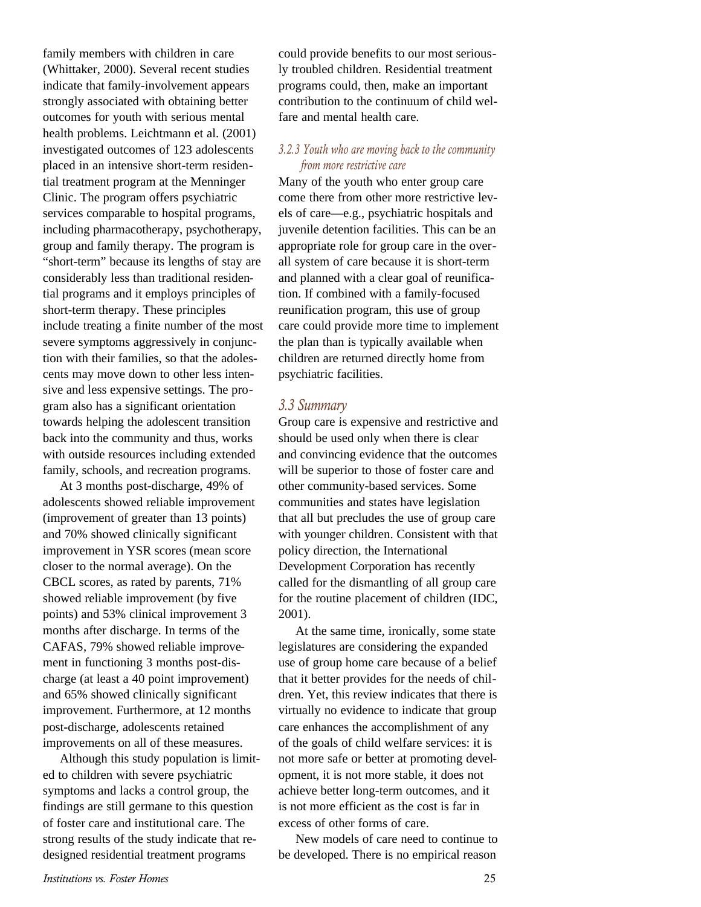family members with children in care (Whittaker, 2000). Several recent studies indicate that family-involvement appears strongly associated with obtaining better outcomes for youth with serious mental health problems. Leichtmann et al. (2001) investigated outcomes of 123 adolescents placed in an intensive short-term residential treatment program at the Menninger Clinic. The program offers psychiatric services comparable to hospital programs, including pharmacotherapy, psychotherapy, group and family therapy. The program is "short-term" because its lengths of stay are considerably less than traditional residential programs and it employs principles of short-term therapy. These principles include treating a finite number of the most severe symptoms aggressively in conjunction with their families, so that the adolescents may move down to other less intensive and less expensive settings. The program also has a significant orientation towards helping the adolescent transition back into the community and thus, works with outside resources including extended family, schools, and recreation programs.

At 3 months post-discharge, 49% of adolescents showed reliable improvement (improvement of greater than 13 points) and 70% showed clinically significant improvement in YSR scores (mean score closer to the normal average). On the CBCL scores, as rated by parents, 71% showed reliable improvement (by five points) and 53% clinical improvement 3 months after discharge. In terms of the CAFAS, 79% showed reliable improvement in functioning 3 months post-discharge (at least a 40 point improvement) and 65% showed clinically significant improvement. Furthermore, at 12 months post-discharge, adolescents retained improvements on all of these measures.

Although this study population is limited to children with severe psychiatric symptoms and lacks a control group, the findings are still germane to this question of foster care and institutional care. The strong results of the study indicate that redesigned residential treatment programs could provide benefits to our most seriously troubled children. Residential treatment programs could, then, make an important contribution to the continuum of child welfare and mental health care.

#### *3.2.3 Youth who are moving back to the community from more restrictive care*

Many of the youth who enter group care come there from other more restrictive levels of care—e.g., psychiatric hospitals and juvenile detention facilities. This can be an appropriate role for group care in the overall system of care because it is short-term and planned with a clear goal of reunification. If combined with a family-focused reunification program, this use of group care could provide more time to implement the plan than is typically available when children are returned directly home from psychiatric facilities.

### *3.3 Summary*

Group care is expensive and restrictive and should be used only when there is clear and convincing evidence that the outcomes will be superior to those of foster care and other community-based services. Some communities and states have legislation that all but precludes the use of group care with younger children. Consistent with that policy direction, the International Development Corporation has recently called for the dismantling of all group care for the routine placement of children (IDC, 2001).

At the same time, ironically, some state legislatures are considering the expanded use of group home care because of a belief that it better provides for the needs of children. Yet, this review indicates that there is virtually no evidence to indicate that group care enhances the accomplishment of any of the goals of child welfare services: it is not more safe or better at promoting development, it is not more stable, it does not achieve better long-term outcomes, and it is not more efficient as the cost is far in excess of other forms of care.

New models of care need to continue to be developed. There is no empirical reason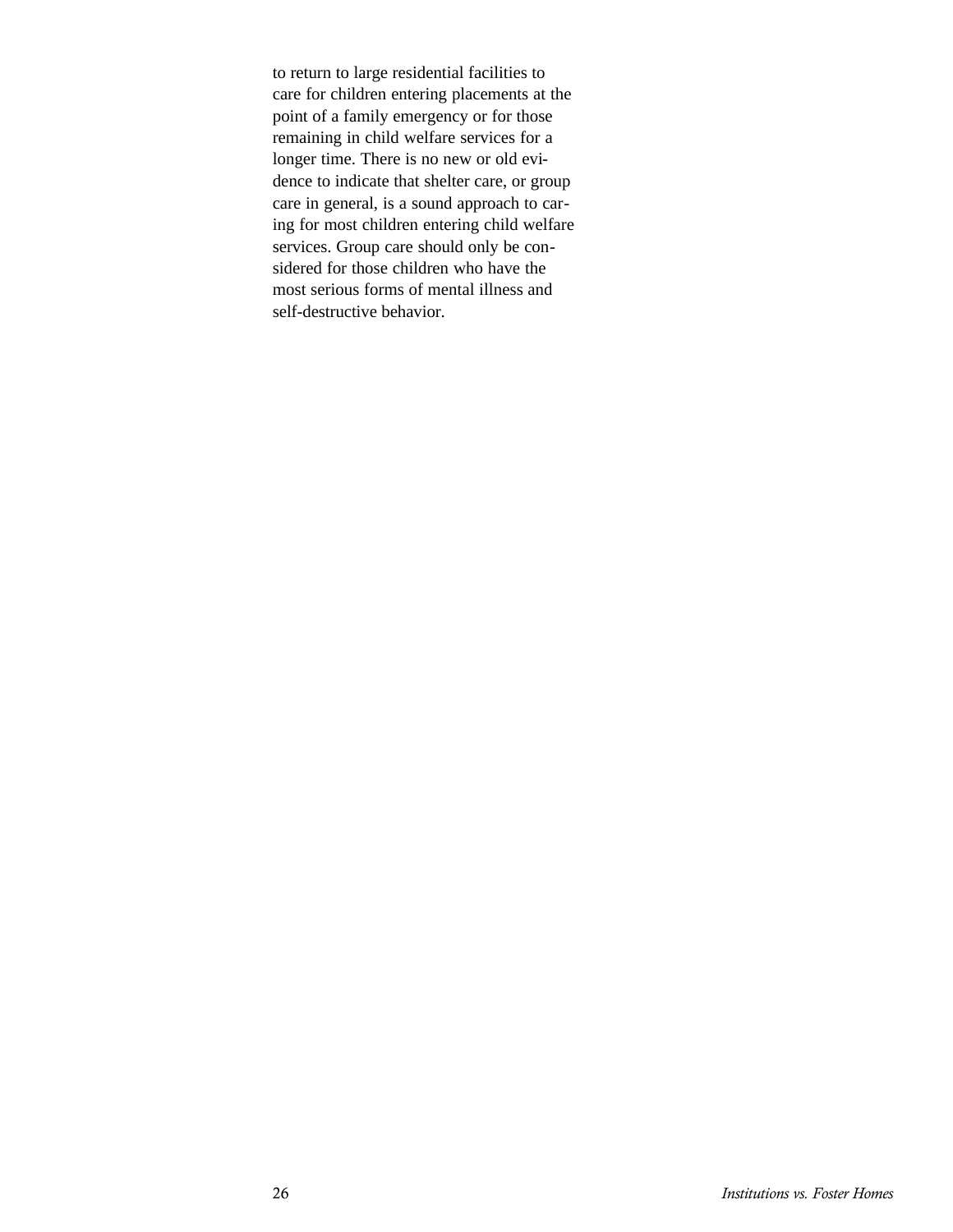to return to large residential facilities to care for children entering placements at the point of a family emergency or for those remaining in child welfare services for a longer time. There is no new or old evidence to indicate that shelter care, or group care in general, is a sound approach to caring for most children entering child welfare services. Group care should only be considered for those children who have the most serious forms of mental illness and self-destructive behavior.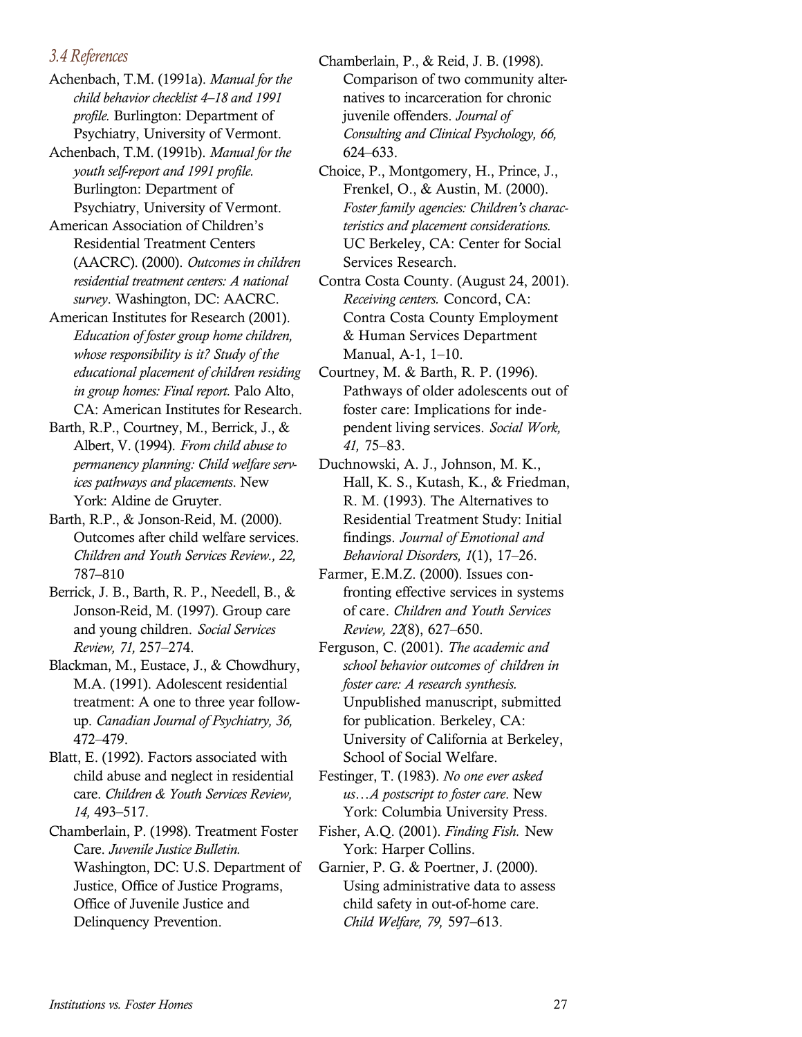### *3.4 References*

Achenbach, T.M. (1991a). *Manual for the child behavior checklist 4–18 and 1991 profile.* Burlington: Department of Psychiatry, University of Vermont.

Achenbach, T.M. (1991b). *Manual for the youth self-report and 1991 profile.* Burlington: Department of Psychiatry, University of Vermont.

American Association of Children's Residential Treatment Centers (AACRC). (2000). *Outcomes in children residential treatment centers: A national survey*. Washington, DC: AACRC.

American Institutes for Research (2001). *Education of foster group home children, whose responsibility is it? Study of the educational placement of children residing in group homes: Final report.* Palo Alto, CA: American Institutes for Research.

Barth, R.P., Courtney, M., Berrick, J., & Albert, V. (1994). *From child abuse to permanency planning: Child welfare services pathways and placements*. New York: Aldine de Gruyter.

Barth, R.P., & Jonson-Reid, M. (2000). Outcomes after child welfare services. *Children and Youth Services Review., 22,* 787–810

Berrick, J. B., Barth, R. P., Needell, B., & Jonson-Reid, M. (1997). Group care and young children. *Social Services Review, 71,* 257–274.

Blackman, M., Eustace, J., & Chowdhury, M.A. (1991). Adolescent residential treatment: A one to three year follow-up. *Canadian Journal of Psychiatry, 36,* 472–479.

Blatt, E. (1992). Factors associated with child abuse and neglect in residential care. *Children & Youth Services Review, 14,* 493–517.

Chamberlain, P. (1998). Treatment Foster Care. *Juvenile Justice Bulletin.* Washington, DC: U.S. Department of Justice, Office of Justice Programs, Office of Juvenile Justice and Delinquency Prevention.

Chamberlain, P., & Reid, J. B. (1998). Comparison of two community alternatives to incarceration for chronic juvenile offenders. *Journal of Consulting and Clinical Psychology, 66,* 624–633.

Choice, P., Montgomery, H., Prince, J., Frenkel, O., & Austin, M. (2000). *Foster family agencies: Children's characteristics and placement considerations.* UC Berkeley, CA: Center for Social Services Research.

Contra Costa County. (August 24, 2001). *Receiving centers.* Concord, CA: Contra Costa County Employment & Human Services Department Manual, A-1, 1–10.

Courtney, M. & Barth, R. P. (1996). Pathways of older adolescents out of foster care: Implications for independent living services. *Social Work, 41,* 75–83.

Duchnowski, A. J., Johnson, M. K., Hall, K. S., Kutash, K., & Friedman, R. M. (1993). The Alternatives to Residential Treatment Study: Initial findings. *Journal of Emotional and Behavioral Disorders, 1*(1), 17–26.

Farmer, E.M.Z. (2000). Issues confronting effective services in systems of care. *Children and Youth Services Review, 22*(8), 627–650.

Ferguson, C. (2001). *The academic and school behavior outcomes of children in foster care: A research synthesis.* Unpublished manuscript, submitted for publication. Berkeley, CA: University of California at Berkeley, School of Social Welfare.

Festinger, T. (1983). *No one ever asked us…A postscript to foster care*. New York: Columbia University Press.

Fisher, A.Q. (2001). *Finding Fish.* New York: Harper Collins.

Garnier, P. G. & Poertner, J. (2000). Using administrative data to assess child safety in out-of-home care. *Child Welfare, 79,* 597–613.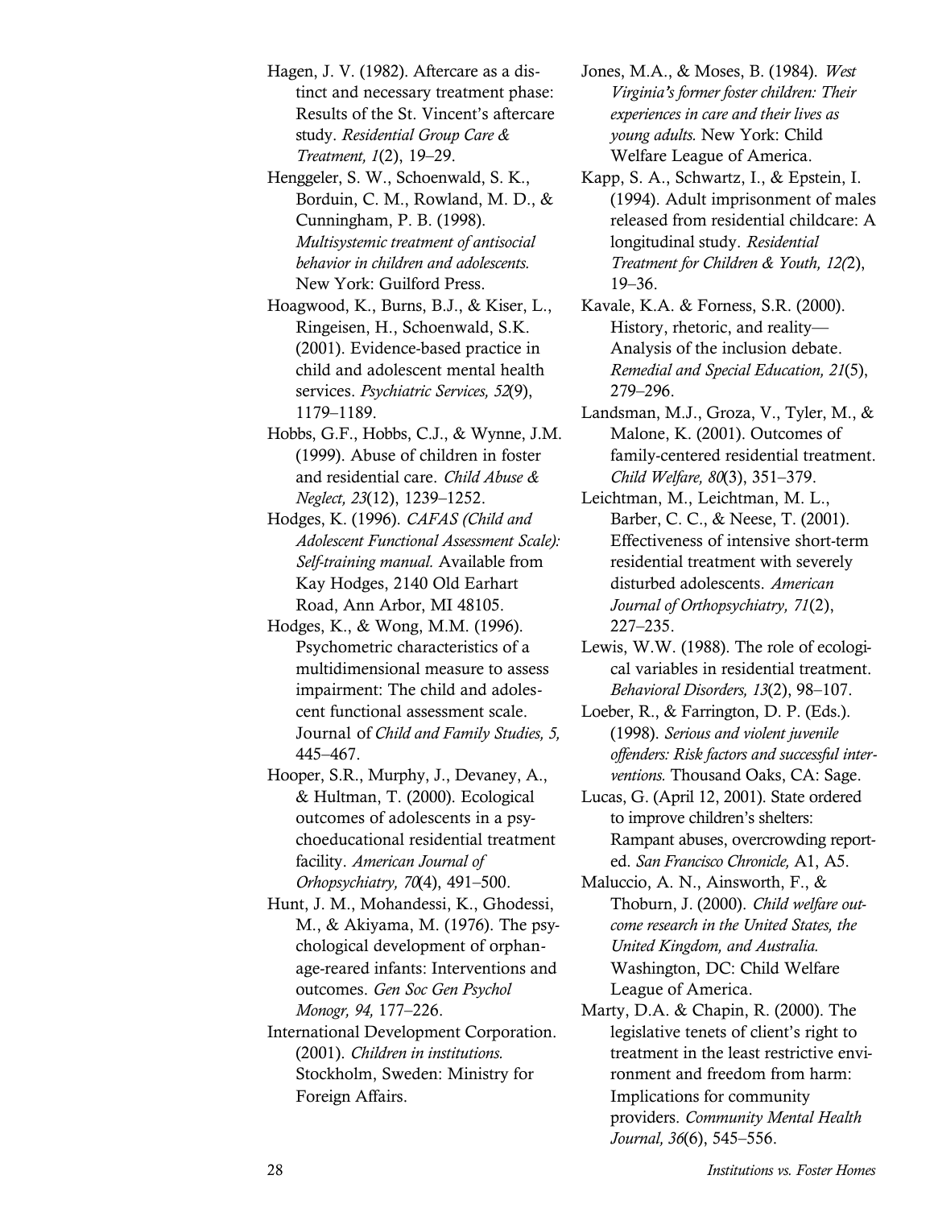Hagen, J. V. (1982). Aftercare as a distinct and necessary treatment phase: Results of the St. Vincent's aftercare study. *Residential Group Care & Treatment, 1*(2), 19–29.

Henggeler, S. W., Schoenwald, S. K., Borduin, C. M., Rowland, M. D., & Cunningham, P. B. (1998). *Multisystemic treatment of antisocial behavior in children and adolescents.* New York: Guilford Press.

Hoagwood, K., Burns, B.J., & Kiser, L., Ringeisen, H., Schoenwald, S.K. (2001). Evidence-based practice in child and adolescent mental health services. *Psychiatric Services, 52*(9), 1179–1189.

Hobbs, G.F., Hobbs, C.J., & Wynne, J.M. (1999). Abuse of children in foster and residential care. *Child Abuse & Neglect, 23*(12), 1239–1252.

Hodges, K. (1996). *CAFAS (Child and Adolescent Functional Assessment Scale): Self-training manual.* Available from Kay Hodges, 2140 Old Earhart Road, Ann Arbor, MI 48105.

Hodges, K., & Wong, M.M. (1996). Psychometric characteristics of a multidimensional measure to assess impairment: The child and adolescent functional assessment scale. Journal of *Child and Family Studies, 5,* 445–467.

Hooper, S.R., Murphy, J., Devaney, A., & Hultman, T. (2000). Ecological outcomes of adolescents in a psychoeducational residential treatment facility. *American Journal of Orhopsychiatry, 70*(4), 491–500.

Hunt, J. M., Mohandessi, K., Ghodessi, M., & Akiyama, M. (1976). The psychological development of orphanage-reared infants: Interventions and outcomes. *Gen Soc Gen Psychol Monogr, 94,* 177–226.

International Development Corporation. (2001). *Children in institutions.* Stockholm, Sweden: Ministry for Foreign Affairs.

Jones, M.A., & Moses, B. (1984). *West Virginia's former foster children: Their experiences in care and their lives as young adults.* New York: Child Welfare League of America.

Kapp, S. A., Schwartz, I., & Epstein, I. (1994). Adult imprisonment of males released from residential childcare: A longitudinal study. *Residential Treatment for Children & Youth, 12(*2), 19–36.

Kavale, K.A. & Forness, S.R. (2000). History, rhetoric, and reality—Analysis of the inclusion debate. *Remedial and Special Education, 21*(5), 279–296.

Landsman, M.J., Groza, V., Tyler, M., & Malone, K. (2001). Outcomes of family-centered residential treatment. *Child Welfare, 80*(3), 351–379.

Leichtman, M., Leichtman, M. L., Barber, C. C., & Neese, T. (2001). Effectiveness of intensive short-term residential treatment with severely disturbed adolescents. *American Journal of Orthopsychiatry, 71*(2), 227–235.

Lewis, W.W. (1988). The role of ecological variables in residential treatment. *Behavioral Disorders, 13*(2), 98–107.

Loeber, R., & Farrington, D. P. (Eds.). (1998). *Serious and violent juvenile offenders: Risk factors and successful interventions.* Thousand Oaks, CA: Sage.

Lucas, G. (April 12, 2001). State ordered to improve children's shelters: Rampant abuses, overcrowding reported. *San Francisco Chronicle,* A1, A5.

Maluccio, A. N., Ainsworth, F., & Thoburn, J. (2000). *Child welfare outcome research in the United States, the United Kingdom, and Australia.* Washington, DC: Child Welfare League of America.

Marty, D.A. & Chapin, R. (2000). The legislative tenets of client's right to treatment in the least restrictive environment and freedom from harm: Implications for community providers. *Community Mental Health Journal, 36*(6), 545–556.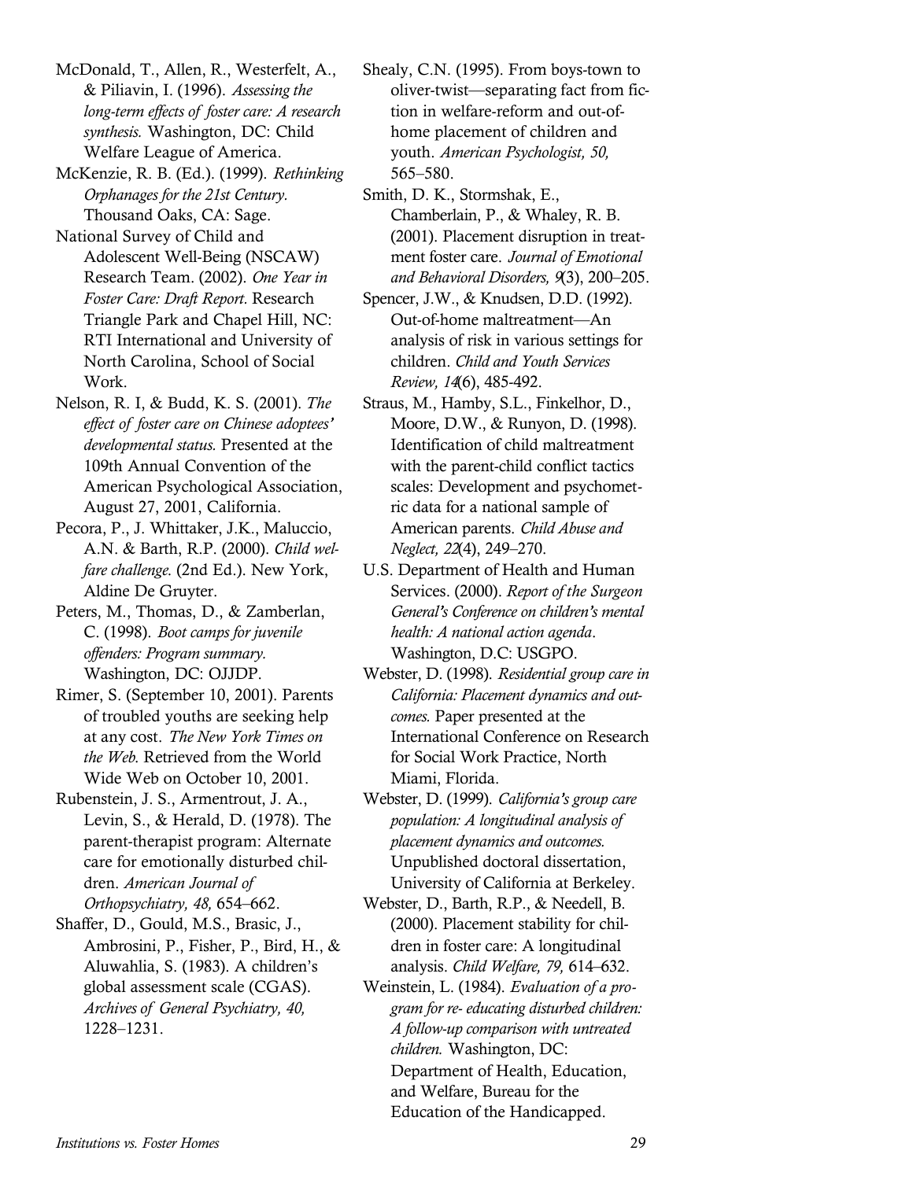McDonald, T., Allen, R., Westerfelt, A., & Piliavin, I. (1996). *Assessing the long-term effects of foster care: A research synthesis.* Washington, DC: Child Welfare League of America.

McKenzie, R. B. (Ed.). (1999). *Rethinking Orphanages for the 21st Century.* Thousand Oaks, CA: Sage.

National Survey of Child and Adolescent Well-Being (NSCAW) Research Team. (2002). *One Year in Foster Care: Draft Report.* Research Triangle Park and Chapel Hill, NC: RTI International and University of North Carolina, School of Social Work.

Nelson, R. I, & Budd, K. S. (2001). *The effect of foster care on Chinese adoptees' developmental status.* Presented at the 109th Annual Convention of the American Psychological Association, August 27, 2001, California.

Pecora, P., J. Whittaker, J.K., Maluccio, A.N. & Barth, R.P. (2000). *Child welfare challenge.* (2nd Ed.). New York, Aldine De Gruyter.

Peters, M., Thomas, D., & Zamberlan, C. (1998). *Boot camps for juvenile offenders: Program summary.* Washington, DC: OJJDP.

Rimer, S. (September 10, 2001). Parents of troubled youths are seeking help at any cost. *The New York Times on the Web.* Retrieved from the World Wide Web on October 10, 2001.

Rubenstein, J. S., Armentrout, J. A., Levin, S., & Herald, D. (1978). The parent-therapist program: Alternate care for emotionally disturbed children. *American Journal of Orthopsychiatry, 48,* 654–662.

Shaffer, D., Gould, M.S., Brasic, J., Ambrosini, P., Fisher, P., Bird, H., & Aluwahlia, S. (1983). A children's global assessment scale (CGAS). *Archives of General Psychiatry, 40,* 1228–1231.

Shealy, C.N. (1995). From boys-town to oliver-twist—separating fact from fiction in welfare-reform and out-of-home placement of children and youth. *American Psychologist, 50,* 565–580.

Smith, D. K., Stormshak, E., Chamberlain, P., & Whaley, R. B. (2001). Placement disruption in treatment foster care. *Journal of Emotional and Behavioral Disorders, 9*(3), 200–205.

Spencer, J.W., & Knudsen, D.D. (1992). Out-of-home maltreatment—An analysis of risk in various settings for children. *Child and Youth Services Review, 14*(6), 485-492.

Straus, M., Hamby, S.L., Finkelhor, D., Moore, D.W., & Runyon, D. (1998). Identification of child maltreatment with the parent-child conflict tactics scales: Development and psychometric data for a national sample of American parents. *Child Abuse and Neglect, 22*(4), 249–270.

U.S. Department of Health and Human Services. (2000). *Report of the Surgeon General's Conference on children's mental health: A national action agenda.* Washington, D.C: USGPO.

Webster, D. (1998). *Residential group care in California: Placement dynamics and outcomes.* Paper presented at the International Conference on Research for Social Work Practice, North Miami, Florida.

Webster, D. (1999). *California's group care population: A longitudinal analysis of placement dynamics and outcomes.* Unpublished doctoral dissertation, University of California at Berkeley.

Webster, D., Barth, R.P., & Needell, B. (2000). Placement stability for children in foster care: A longitudinal analysis. *Child Welfare, 79,* 614–632.

Weinstein, L. (1984). *Evaluation of a program for re- educating disturbed children: A follow-up comparison with untreated children.* Washington, DC: Department of Health, Education, and Welfare, Bureau for the Education of the Handicapped.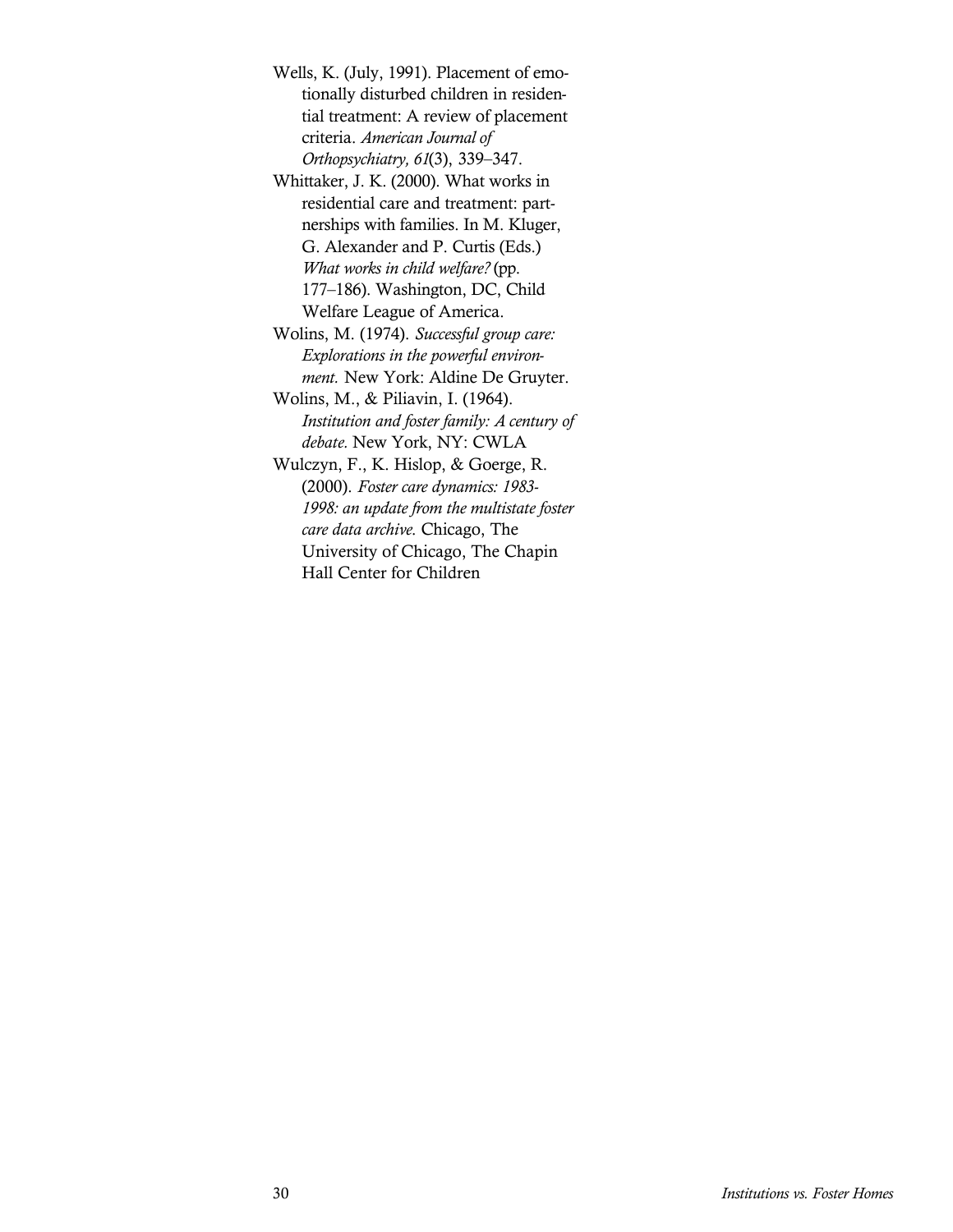Wells, K. (July, 1991). Placement of emotionally disturbed children in residential treatment: A review of placement criteria. *American Journal of Orthopsychiatry, 61*(3), 339–347.

Whittaker, J. K. (2000). What works in residential care and treatment: partnerships with families. In M. Kluger, G. Alexander and P. Curtis (Eds.) *What works in child welfare?* (pp. 177–186). Washington, DC, Child Welfare League of America.

Wolins, M. (1974). *Successful group care: Explorations in the powerful environment.* New York: Aldine De Gruyter.

Wolins, M., & Piliavin, I. (1964). *Institution and foster family: A century of debate.* New York, NY: CWLA

Wulczyn, F., K. Hislop, & Goerge, R. (2000). *Foster care dynamics: 1983-1998: an update from the multistate foster care data archive.* Chicago, The University of Chicago, The Chapin Hall Center for Children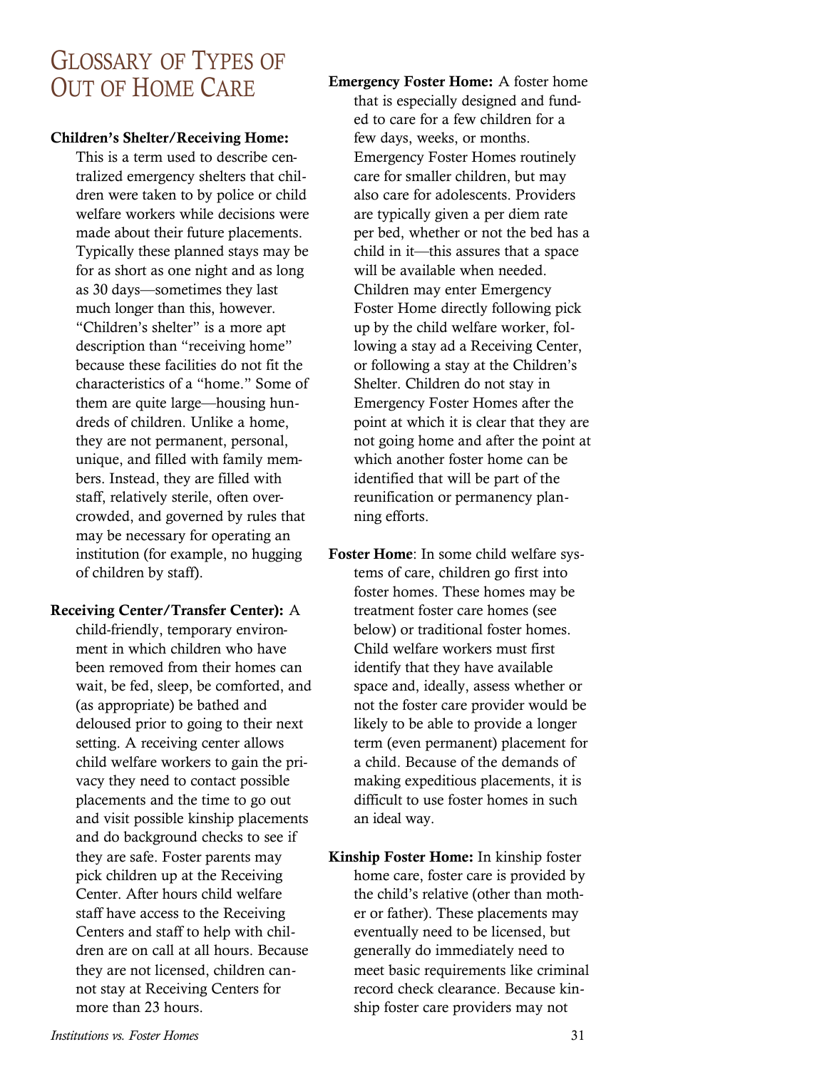# Glossary of Types of Out of Home Care

**Children's Shelter/Receiving Home:** This is a term used to describe centralized emergency shelters that children were taken to by police or child welfare workers while decisions were made about their future placements. Typically these planned stays may be for as short as one night and as long as 30 days—sometimes they last much longer than this, however. "Children's shelter" is a more apt description than "receiving home" because these facilities do not fit the characteristics of a "home." Some of them are quite large—housing hundreds of children. Unlike a home, they are not permanent, personal, unique, and filled with family members. Instead, they are filled with staff, relatively sterile, often overcrowded, and governed by rules that may be necessary for operating an institution (for example, no hugging of children by staff).

**Receiving Center/Transfer Center):** A child-friendly, temporary environment in which children who have been removed from their homes can wait, be fed, sleep, be comforted, and (as appropriate) be bathed and deloused prior to going to their next setting. A receiving center allows child welfare workers to gain the privacy they need to contact possible placements and the time to go out and visit possible kinship placements and do background checks to see if they are safe. Foster parents may pick children up at the Receiving Center. After hours child welfare staff have access to the Receiving Centers and staff to help with children are on call at all hours. Because they are not licensed, children cannot stay at Receiving Centers for more than 23 hours.

**Emergency Foster Home:** A foster home that is especially designed and funded to care for a few children for a few days, weeks, or months. Emergency Foster Homes routinely care for smaller children, but may also care for adolescents. Providers are typically given a per diem rate per bed, whether or not the bed has a child in it—this assures that a space will be available when needed. Children may enter Emergency Foster Home directly following pick up by the child welfare worker, following a stay ad a Receiving Center, or following a stay at the Children's Shelter. Children do not stay in Emergency Foster Homes after the point at which it is clear that they are not going home and after the point at which another foster home can be identified that will be part of the reunification or permanency planning efforts.

**Foster Home**: In some child welfare systems of care, children go first into foster homes. These homes may be treatment foster care homes (see below) or traditional foster homes. Child welfare workers must first identify that they have available space and, ideally, assess whether or not the foster care provider would be likely to be able to provide a longer term (even permanent) placement for a child. Because of the demands of making expeditious placements, it is difficult to use foster homes in such an ideal way.

**Kinship Foster Home:** In kinship foster home care, foster care is provided by the child's relative (other than mother or father). These placements may eventually need to be licensed, but generally do immediately need to meet basic requirements like criminal record check clearance. Because kinship foster care providers may not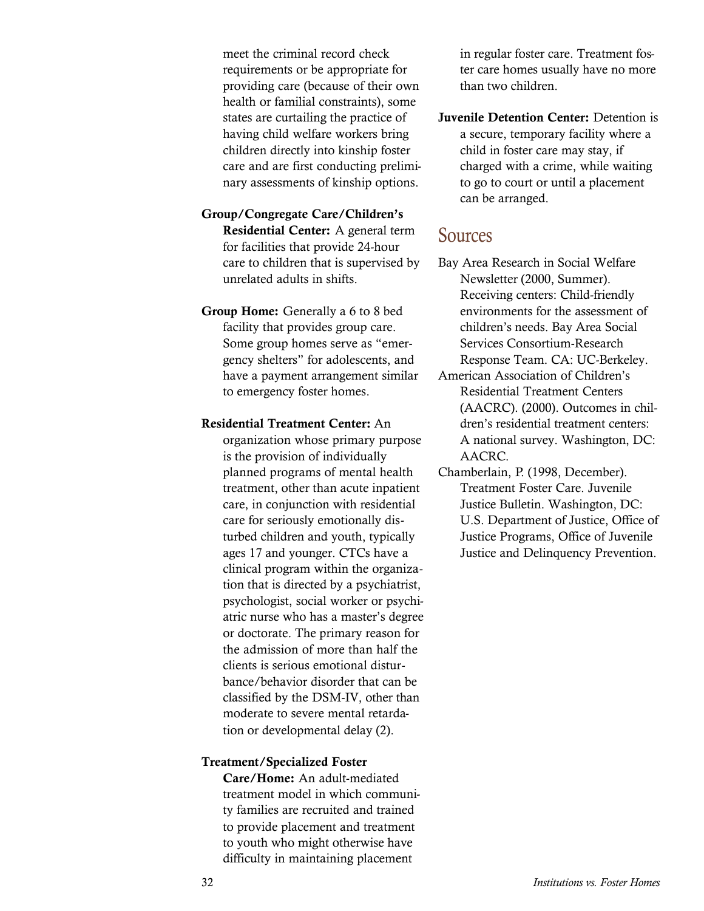meet the criminal record check requirements or be appropriate for providing care (because of their own health or familial constraints), some states are curtailing the practice of having child welfare workers bring children directly into kinship foster care and are first conducting preliminary assessments of kinship options.

**Group/Congregate Care/Children's Residential Center:** A general term for facilities that provide 24-hour care to children that is supervised by unrelated adults in shifts.

**Group Home:** Generally a 6 to 8 bed facility that provides group care. Some group homes serve as "emergency shelters" for adolescents, and have a payment arrangement similar to emergency foster homes.

**Residential Treatment Center:** An organization whose primary purpose is the provision of individually planned programs of mental health treatment, other than acute inpatient care, in conjunction with residential care for seriously emotionally disturbed children and youth, typically ages 17 and younger. CTCs have a clinical program within the organization that is directed by a psychiatrist, psychologist, social worker or psychiatric nurse who has a master's degree or doctorate. The primary reason for the admission of more than half the clients is serious emotional disturbance/behavior disorder that can be classified by the DSM-IV, other than moderate to severe mental retardation or developmental delay (2).

**Treatment/Specialized Foster Care/Home:** An adult-mediated treatment model in which community families are recruited and trained to provide placement and treatment to youth who might otherwise have difficulty in maintaining placement in regular foster care. Treatment foster care homes usually have no more than two children.

**Juvenile Detention Center:** Detention is a secure, temporary facility where a child in foster care may stay, if charged with a crime, while waiting to go to court or until a placement can be arranged.

## Sources

Bay Area Research in Social Welfare Newsletter (2000, Summer). Receiving centers: Child-friendly environments for the assessment of children's needs. Bay Area Social Services Consortium-Research Response Team. CA: UC-Berkeley.

American Association of Children's Residential Treatment Centers (AACRC). (2000). Outcomes in children's residential treatment centers: A national survey. Washington, DC: AACRC.

Chamberlain, P. (1998, December). Treatment Foster Care. Juvenile Justice Bulletin. Washington, DC: U.S. Department of Justice, Office of Justice Programs, Office of Juvenile Justice and Delinquency Prevention.